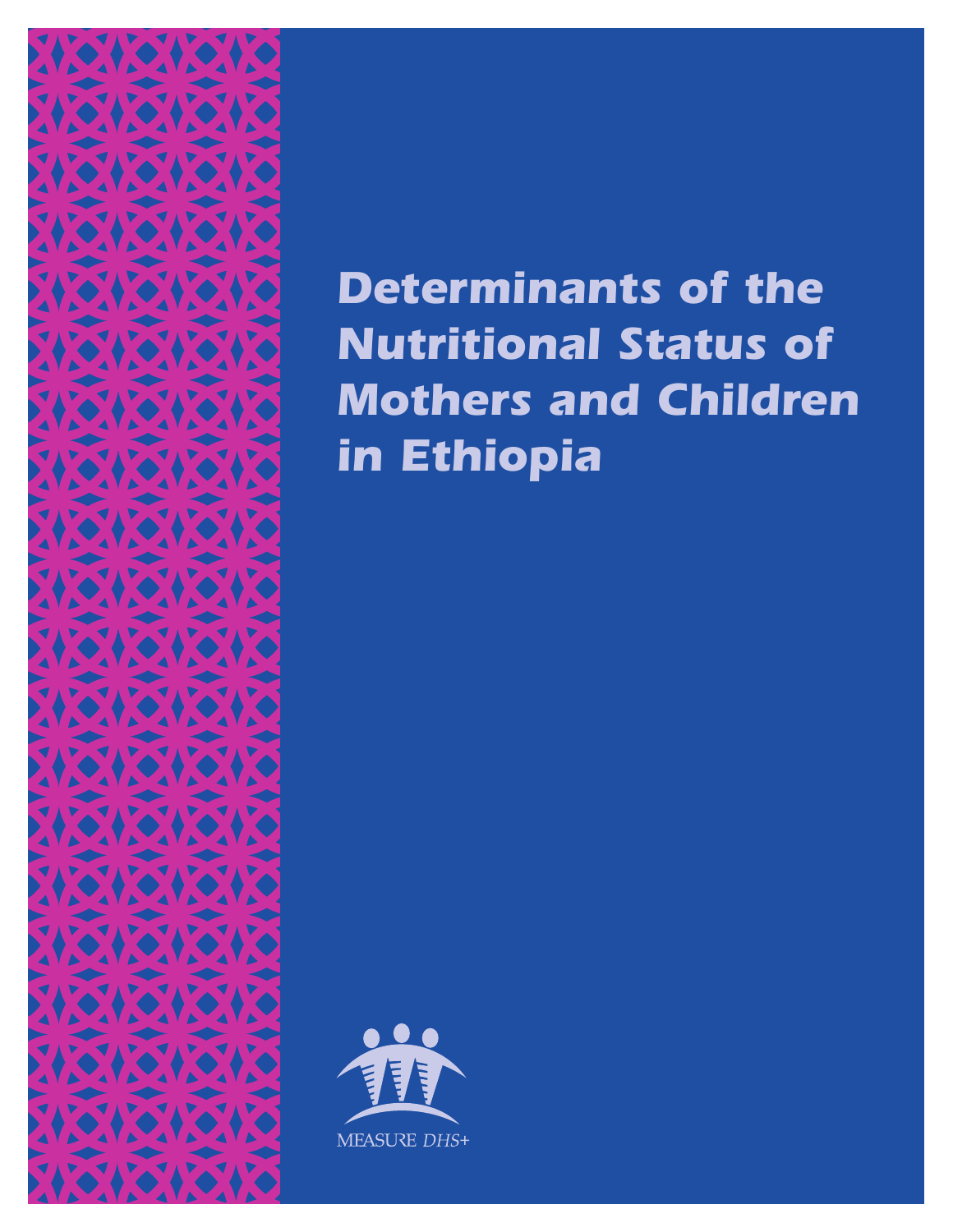# Determinants of the Nutritional Status of Mothers and Children in Ethiopia

MEASURE *DHS+*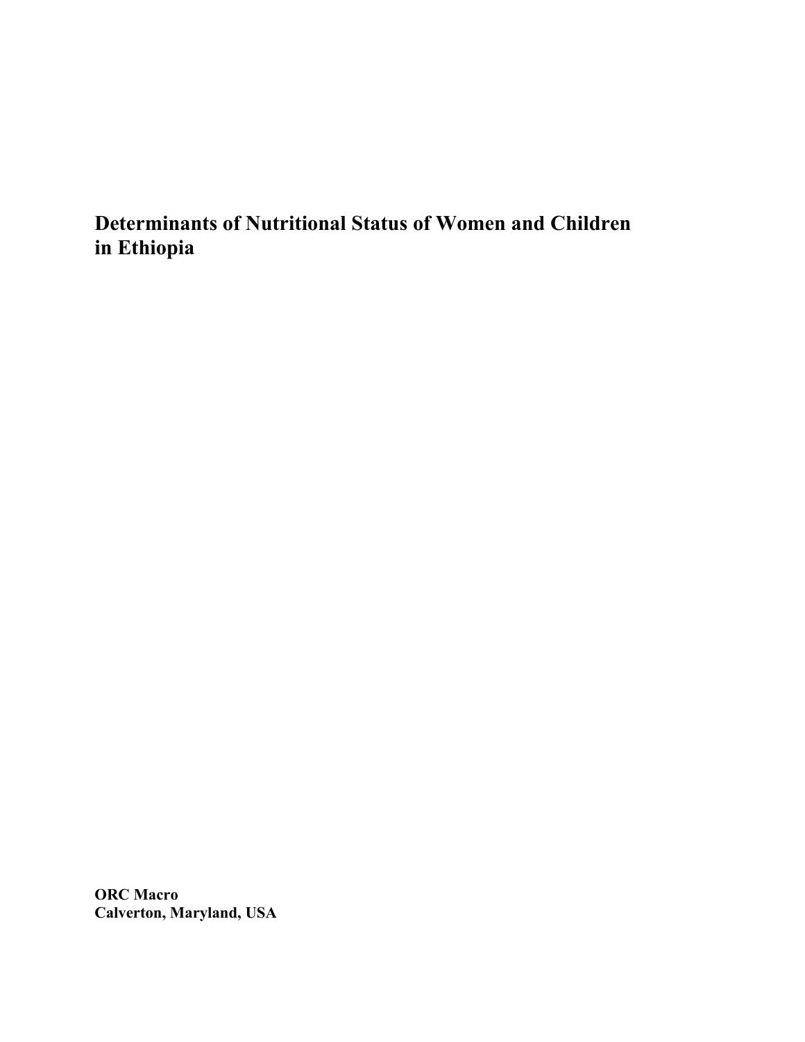# Determinants of Nutritional Status of Women and Children in Ethiopia

**ORC Macro**
**Calverton, Maryland, USA**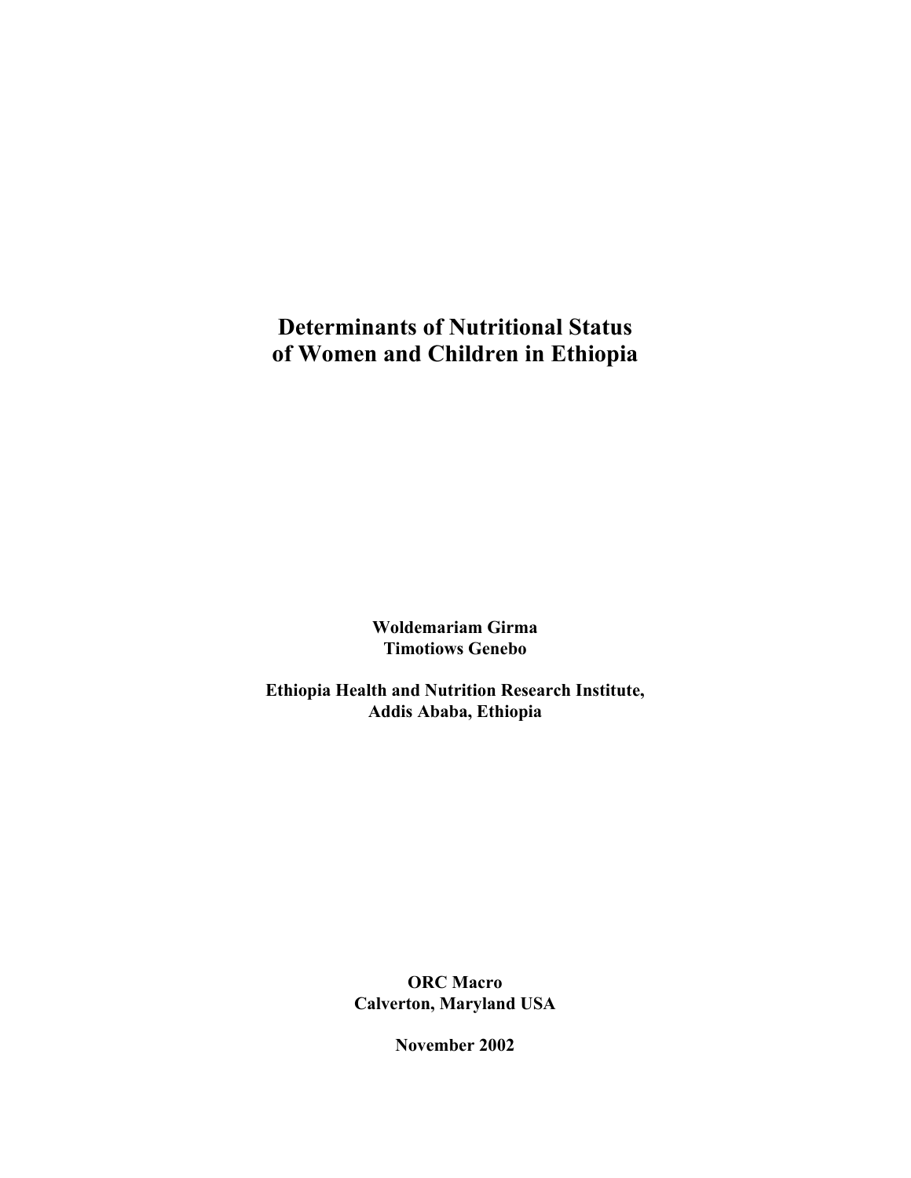# Determinants of Nutritional Status of Women and Children in Ethiopia

**Woldemariam Girma**
**Timotiows Genebo**

**Ethiopia Health and Nutrition Research Institute,**
**Addis Ababa, Ethiopia**

**ORC Macro**
**Calverton, Maryland USA**

**November 2002**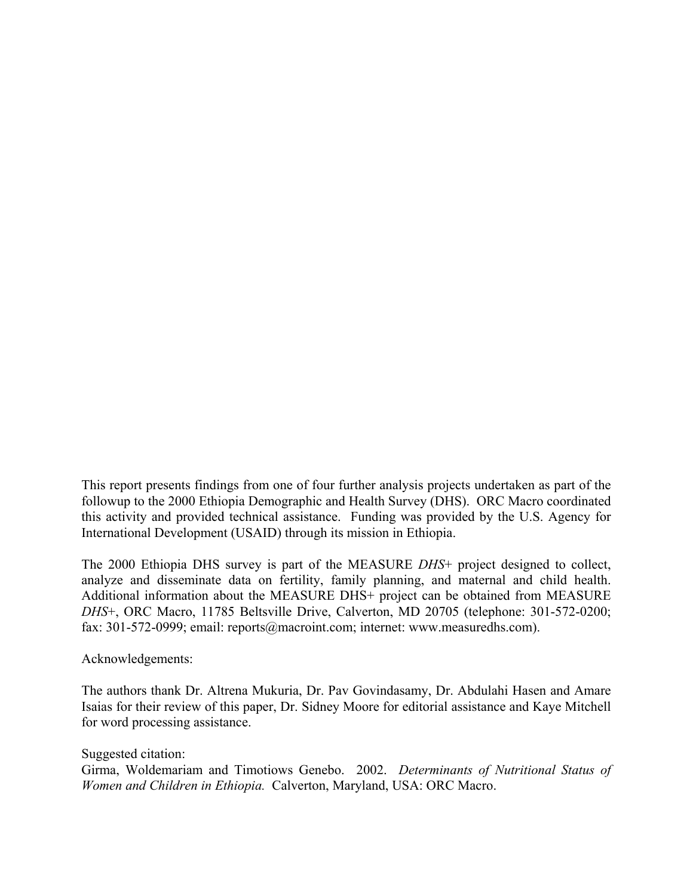This report presents findings from one of four further analysis projects undertaken as part of the followup to the 2000 Ethiopia Demographic and Health Survey (DHS). ORC Macro coordinated this activity and provided technical assistance. Funding was provided by the U.S. Agency for International Development (USAID) through its mission in Ethiopia.

The 2000 Ethiopia DHS survey is part of the MEASURE *DHS*+ project designed to collect, analyze and disseminate data on fertility, family planning, and maternal and child health. Additional information about the MEASURE DHS+ project can be obtained from MEASURE *DHS*+, ORC Macro, 11785 Beltsville Drive, Calverton, MD 20705 (telephone: 301-572-0200; fax: 301-572-0999; email: reports@macroint.com; internet: www.measuredhs.com).

Acknowledgements:

The authors thank Dr. Altrena Mukuria, Dr. Pav Govindasamy, Dr. Abdulahi Hasen and Amare Isaias for their review of this paper, Dr. Sidney Moore for editorial assistance and Kaye Mitchell for word processing assistance.

Suggested citation:
Girma, Woldemariam and Timotiows Genebo. 2002. *Determinants of Nutritional Status of Women and Children in Ethiopia.* Calverton, Maryland, USA: ORC Macro.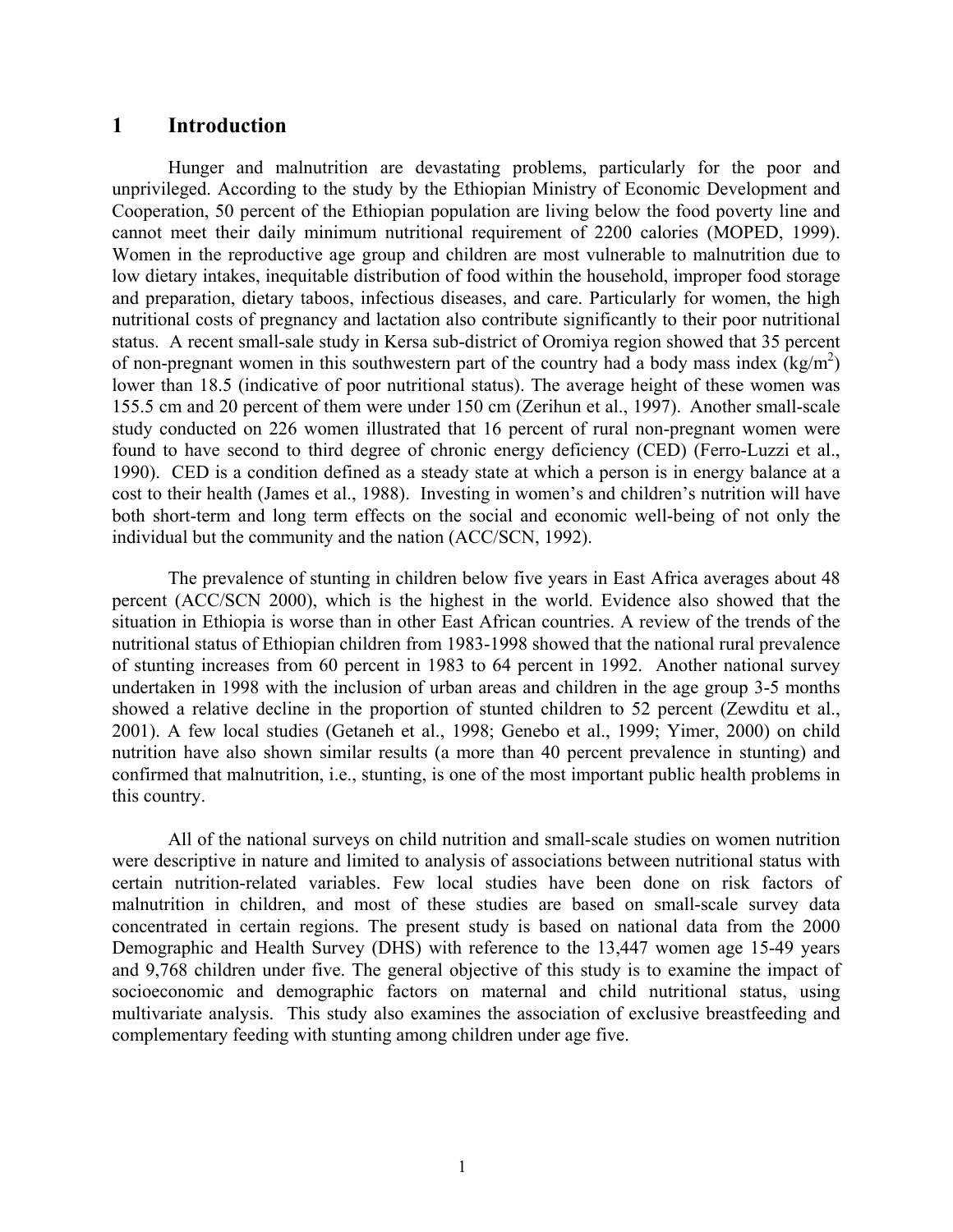# 1 Introduction

Hunger and malnutrition are devastating problems, particularly for the poor and unprivileged. According to the study by the Ethiopian Ministry of Economic Development and Cooperation, 50 percent of the Ethiopian population are living below the food poverty line and cannot meet their daily minimum nutritional requirement of 2200 calories (MOPED, 1999). Women in the reproductive age group and children are most vulnerable to malnutrition due to low dietary intakes, inequitable distribution of food within the household, improper food storage and preparation, dietary taboos, infectious diseases, and care. Particularly for women, the high nutritional costs of pregnancy and lactation also contribute significantly to their poor nutritional status. A recent small-sale study in Kersa sub-district of Oromiya region showed that 35 percent of non-pregnant women in this southwestern part of the country had a body mass index ($kg/m^2$) lower than 18.5 (indicative of poor nutritional status). The average height of these women was 155.5 cm and 20 percent of them were under 150 cm (Zerihun et al., 1997). Another small-scale study conducted on 226 women illustrated that 16 percent of rural non-pregnant women were found to have second to third degree of chronic energy deficiency (CED) (Ferro-Luzzi et al., 1990). CED is a condition defined as a steady state at which a person is in energy balance at a cost to their health (James et al., 1988). Investing in women's and children's nutrition will have both short-term and long term effects on the social and economic well-being of not only the individual but the community and the nation (ACC/SCN, 1992).

The prevalence of stunting in children below five years in East Africa averages about 48 percent (ACC/SCN 2000), which is the highest in the world. Evidence also showed that the situation in Ethiopia is worse than in other East African countries. A review of the trends of the nutritional status of Ethiopian children from 1983-1998 showed that the national rural prevalence of stunting increases from 60 percent in 1983 to 64 percent in 1992. Another national survey undertaken in 1998 with the inclusion of urban areas and children in the age group 3-5 months showed a relative decline in the proportion of stunted children to 52 percent (Zewditu et al., 2001). A few local studies (Getaneh et al., 1998; Genebo et al., 1999; Yimer, 2000) on child nutrition have also shown similar results (a more than 40 percent prevalence in stunting) and confirmed that malnutrition, i.e., stunting, is one of the most important public health problems in this country.

All of the national surveys on child nutrition and small-scale studies on women nutrition were descriptive in nature and limited to analysis of associations between nutritional status with certain nutrition-related variables. Few local studies have been done on risk factors of malnutrition in children, and most of these studies are based on small-scale survey data concentrated in certain regions. The present study is based on national data from the 2000 Demographic and Health Survey (DHS) with reference to the 13,447 women age 15-49 years and 9,768 children under five. The general objective of this study is to examine the impact of socioeconomic and demographic factors on maternal and child nutritional status, using multivariate analysis. This study also examines the association of exclusive breastfeeding and complementary feeding with stunting among children under age five.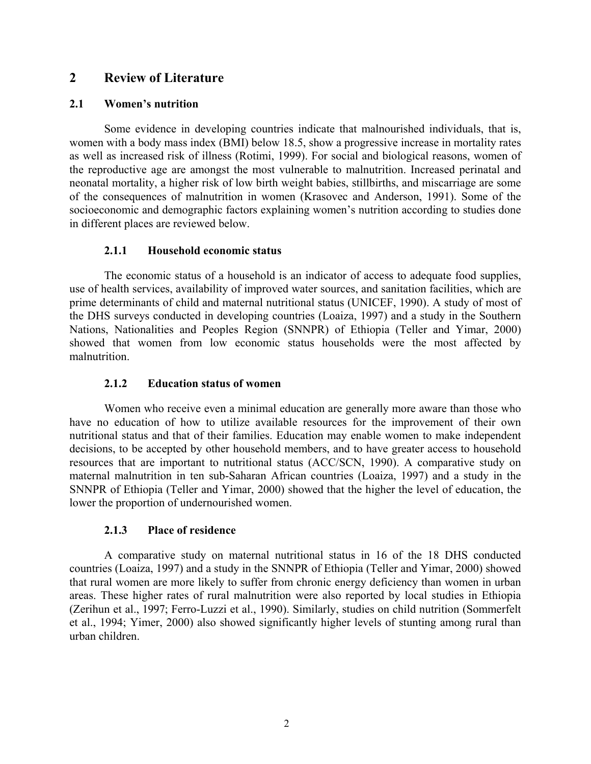# 2 Review of Literature

## 2.1 Women's nutrition

Some evidence in developing countries indicate that malnourished individuals, that is, women with a body mass index (BMI) below 18.5, show a progressive increase in mortality rates as well as increased risk of illness (Rotimi, 1999). For social and biological reasons, women of the reproductive age are amongst the most vulnerable to malnutrition. Increased perinatal and neonatal mortality, a higher risk of low birth weight babies, stillbirths, and miscarriage are some of the consequences of malnutrition in women (Krasovec and Anderson, 1991). Some of the socioeconomic and demographic factors explaining women's nutrition according to studies done in different places are reviewed below.

### 2.1.1 Household economic status

The economic status of a household is an indicator of access to adequate food supplies, use of health services, availability of improved water sources, and sanitation facilities, which are prime determinants of child and maternal nutritional status (UNICEF, 1990). A study of most of the DHS surveys conducted in developing countries (Loaiza, 1997) and a study in the Southern Nations, Nationalities and Peoples Region (SNNPR) of Ethiopia (Teller and Yimar, 2000) showed that women from low economic status households were the most affected by malnutrition.

### 2.1.2 Education status of women

Women who receive even a minimal education are generally more aware than those who have no education of how to utilize available resources for the improvement of their own nutritional status and that of their families. Education may enable women to make independent decisions, to be accepted by other household members, and to have greater access to household resources that are important to nutritional status (ACC/SCN, 1990). A comparative study on maternal malnutrition in ten sub-Saharan African countries (Loaiza, 1997) and a study in the SNNPR of Ethiopia (Teller and Yimar, 2000) showed that the higher the level of education, the lower the proportion of undernourished women.

### 2.1.3 Place of residence

A comparative study on maternal nutritional status in 16 of the 18 DHS conducted countries (Loaiza, 1997) and a study in the SNNPR of Ethiopia (Teller and Yimar, 2000) showed that rural women are more likely to suffer from chronic energy deficiency than women in urban areas. These higher rates of rural malnutrition were also reported by local studies in Ethiopia (Zerihun et al., 1997; Ferro-Luzzi et al., 1990). Similarly, studies on child nutrition (Sommerfelt et al., 1994; Yimer, 2000) also showed significantly higher levels of stunting among rural than urban children.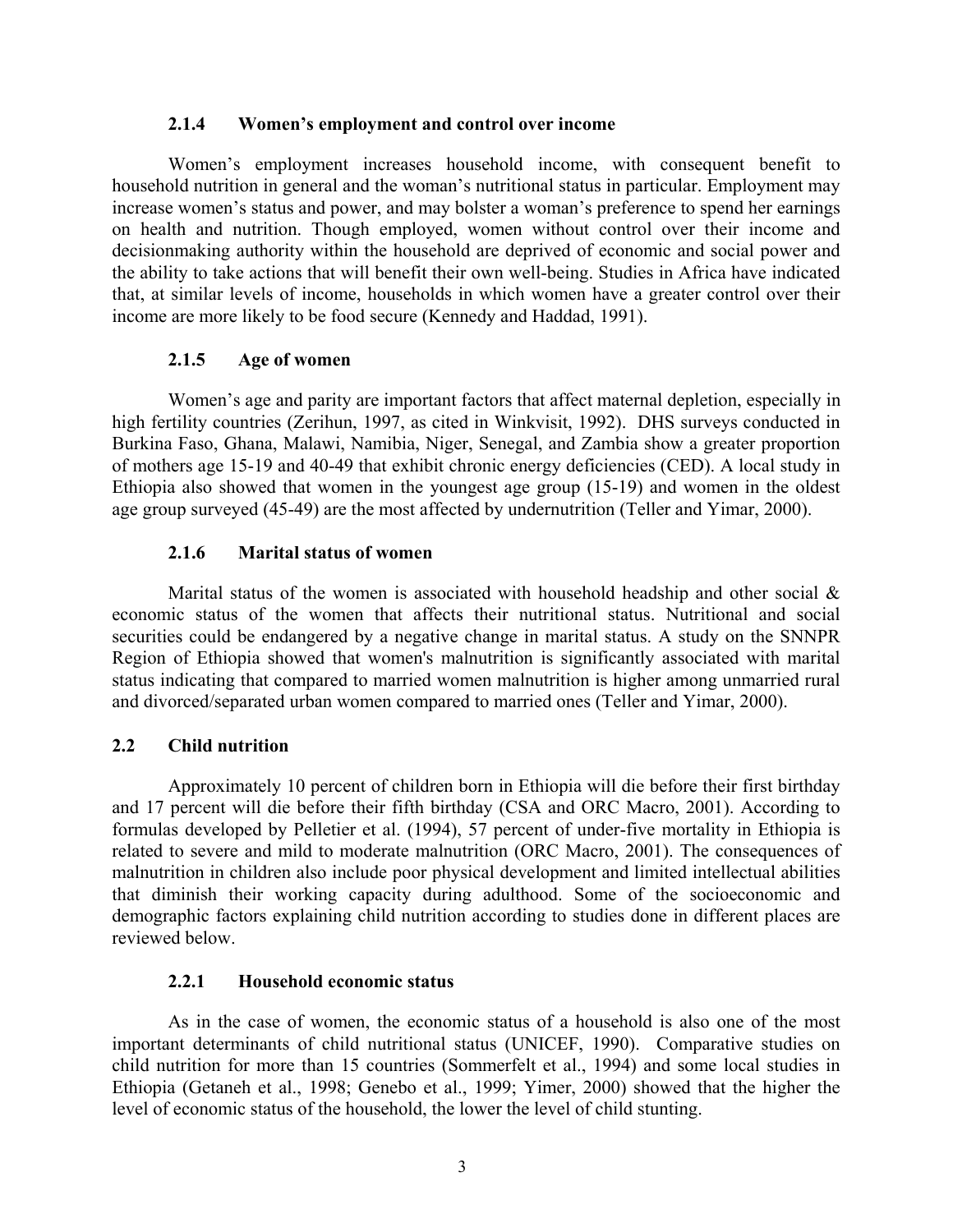### 2.1.4 Women's employment and control over income

Women's employment increases household income, with consequent benefit to household nutrition in general and the woman's nutritional status in particular. Employment may increase women's status and power, and may bolster a woman's preference to spend her earnings on health and nutrition. Though employed, women without control over their income and decisionmaking authority within the household are deprived of economic and social power and the ability to take actions that will benefit their own well-being. Studies in Africa have indicated that, at similar levels of income, households in which women have a greater control over their income are more likely to be food secure (Kennedy and Haddad, 1991).

### 2.1.5 Age of women

Women's age and parity are important factors that affect maternal depletion, especially in high fertility countries (Zerihun, 1997, as cited in Winkvisit, 1992). DHS surveys conducted in Burkina Faso, Ghana, Malawi, Namibia, Niger, Senegal, and Zambia show a greater proportion of mothers age 15-19 and 40-49 that exhibit chronic energy deficiencies (CED). A local study in Ethiopia also showed that women in the youngest age group (15-19) and women in the oldest age group surveyed (45-49) are the most affected by undernutrition (Teller and Yimar, 2000).

### 2.1.6 Marital status of women

Marital status of the women is associated with household headship and other social & economic status of the women that affects their nutritional status. Nutritional and social securities could be endangered by a negative change in marital status. A study on the SNNPR Region of Ethiopia showed that women's malnutrition is significantly associated with marital status indicating that compared to married women malnutrition is higher among unmarried rural and divorced/separated urban women compared to married ones (Teller and Yimar, 2000).

## 2.2 Child nutrition

Approximately 10 percent of children born in Ethiopia will die before their first birthday and 17 percent will die before their fifth birthday (CSA and ORC Macro, 2001). According to formulas developed by Pelletier et al. (1994), 57 percent of under-five mortality in Ethiopia is related to severe and mild to moderate malnutrition (ORC Macro, 2001). The consequences of malnutrition in children also include poor physical development and limited intellectual abilities that diminish their working capacity during adulthood. Some of the socioeconomic and demographic factors explaining child nutrition according to studies done in different places are reviewed below.

### 2.2.1 Household economic status

As in the case of women, the economic status of a household is also one of the most important determinants of child nutritional status (UNICEF, 1990). Comparative studies on child nutrition for more than 15 countries (Sommerfelt et al., 1994) and some local studies in Ethiopia (Getaneh et al., 1998; Genebo et al., 1999; Yimer, 2000) showed that the higher the level of economic status of the household, the lower the level of child stunting.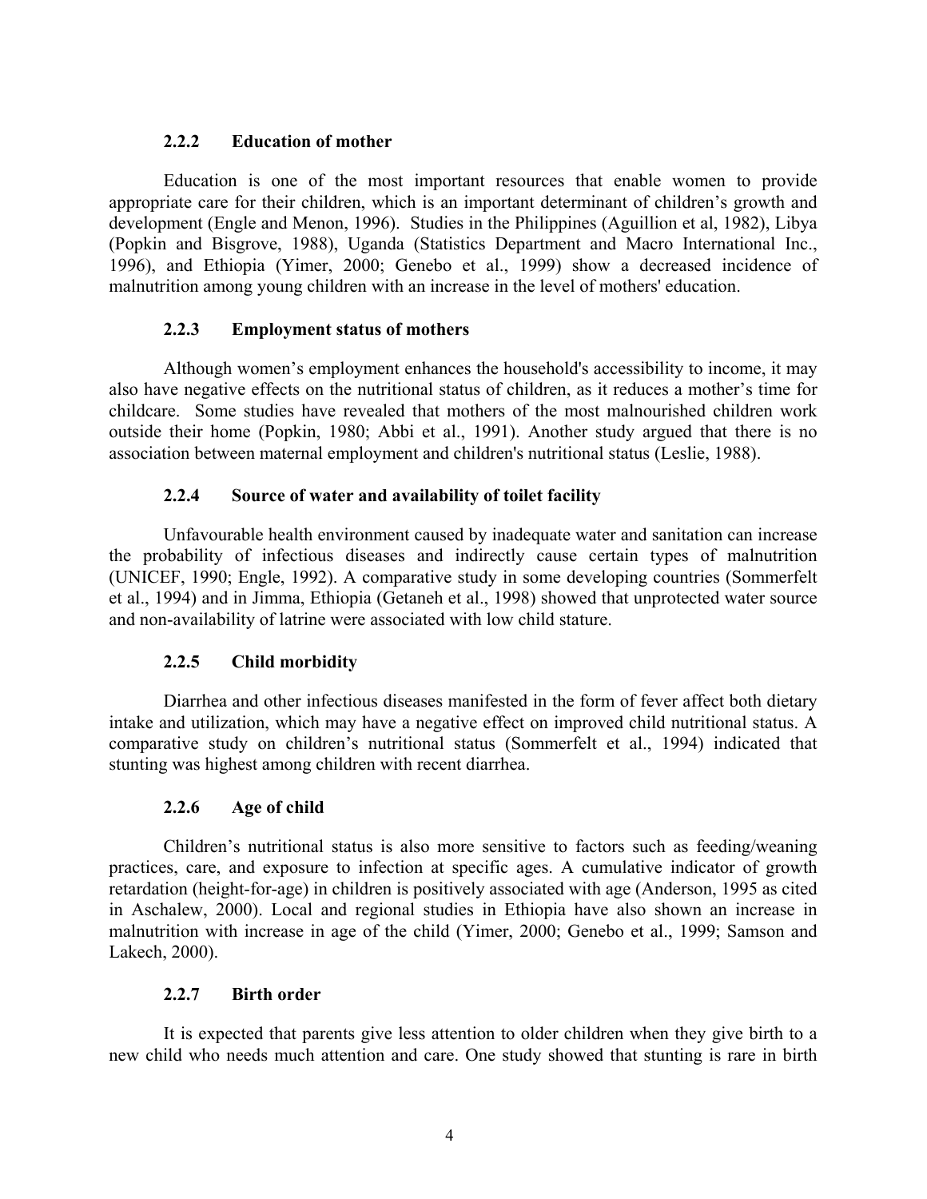### 2.2.2 Education of mother

Education is one of the most important resources that enable women to provide appropriate care for their children, which is an important determinant of children's growth and development (Engle and Menon, 1996). Studies in the Philippines (Aguillion et al, 1982), Libya (Popkin and Bisgrove, 1988), Uganda (Statistics Department and Macro International Inc., 1996), and Ethiopia (Yimer, 2000; Genebo et al., 1999) show a decreased incidence of malnutrition among young children with an increase in the level of mothers' education.

### 2.2.3 Employment status of mothers

Although women's employment enhances the household's accessibility to income, it may also have negative effects on the nutritional status of children, as it reduces a mother's time for childcare. Some studies have revealed that mothers of the most malnourished children work outside their home (Popkin, 1980; Abbi et al., 1991). Another study argued that there is no association between maternal employment and children's nutritional status (Leslie, 1988).

### 2.2.4 Source of water and availability of toilet facility

Unfavourable health environment caused by inadequate water and sanitation can increase the probability of infectious diseases and indirectly cause certain types of malnutrition (UNICEF, 1990; Engle, 1992). A comparative study in some developing countries (Sommerfelt et al., 1994) and in Jimma, Ethiopia (Getaneh et al., 1998) showed that unprotected water source and non-availability of latrine were associated with low child stature.

### 2.2.5 Child morbidity

Diarrhea and other infectious diseases manifested in the form of fever affect both dietary intake and utilization, which may have a negative effect on improved child nutritional status. A comparative study on children's nutritional status (Sommerfelt et al., 1994) indicated that stunting was highest among children with recent diarrhea.

### 2.2.6 Age of child

Children's nutritional status is also more sensitive to factors such as feeding/weaning practices, care, and exposure to infection at specific ages. A cumulative indicator of growth retardation (height-for-age) in children is positively associated with age (Anderson, 1995 as cited in Aschalew, 2000). Local and regional studies in Ethiopia have also shown an increase in malnutrition with increase in age of the child (Yimer, 2000; Genebo et al., 1999; Samson and Lakech, 2000).

### 2.2.7 Birth order

It is expected that parents give less attention to older children when they give birth to a new child who needs much attention and care. One study showed that stunting is rare in birth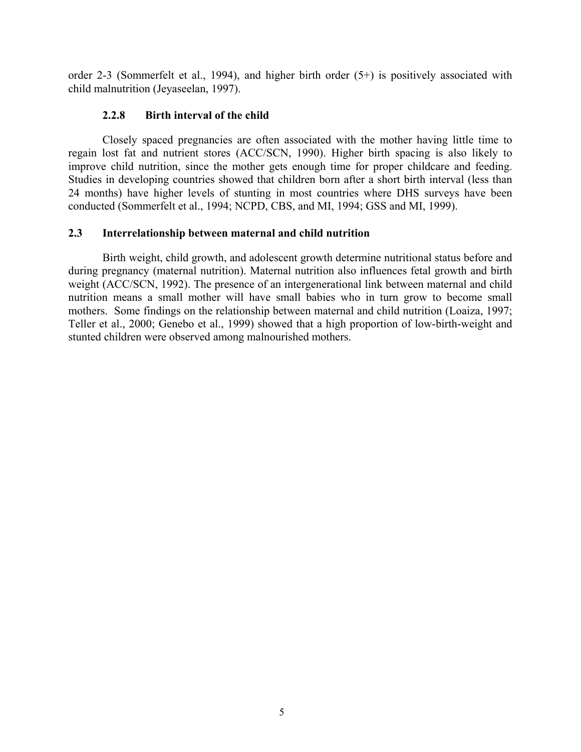order 2-3 (Sommerfelt et al., 1994), and higher birth order (5+) is positively associated with child malnutrition (Jeyaseelan, 1997).

### 2.2.8 Birth interval of the child

Closely spaced pregnancies are often associated with the mother having little time to regain lost fat and nutrient stores (ACC/SCN, 1990). Higher birth spacing is also likely to improve child nutrition, since the mother gets enough time for proper childcare and feeding. Studies in developing countries showed that children born after a short birth interval (less than 24 months) have higher levels of stunting in most countries where DHS surveys have been conducted (Sommerfelt et al., 1994; NCPD, CBS, and MI, 1994; GSS and MI, 1999).

## 2.3 Interrelationship between maternal and child nutrition

Birth weight, child growth, and adolescent growth determine nutritional status before and during pregnancy (maternal nutrition). Maternal nutrition also influences fetal growth and birth weight (ACC/SCN, 1992). The presence of an intergenerational link between maternal and child nutrition means a small mother will have small babies who in turn grow to become small mothers. Some findings on the relationship between maternal and child nutrition (Loaiza, 1997; Teller et al., 2000; Genebo et al., 1999) showed that a high proportion of low-birth-weight and stunted children were observed among malnourished mothers.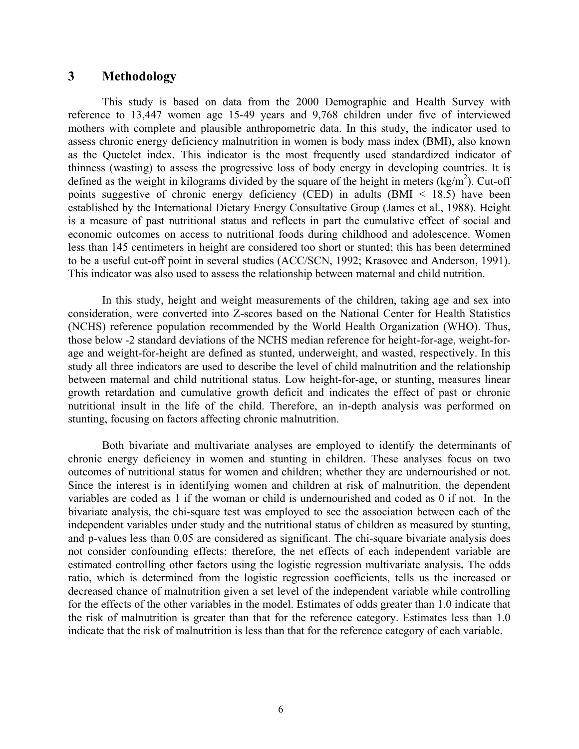## 3 Methodology

This study is based on data from the 2000 Demographic and Health Survey with reference to 13,447 women age 15-49 years and 9,768 children under five of interviewed mothers with complete and plausible anthropometric data. In this study, the indicator used to assess chronic energy deficiency malnutrition in women is body mass index (BMI), also known as the Quetelet index. This indicator is the most frequently used standardized indicator of thinness (wasting) to assess the progressive loss of body energy in developing countries. It is defined as the weight in kilograms divided by the square of the height in meters ($kg/m^2$). Cut-off points suggestive of chronic energy deficiency (CED) in adults (BMI $< 18.5$) have been established by the International Dietary Energy Consultative Group (James et al., 1988). Height is a measure of past nutritional status and reflects in part the cumulative effect of social and economic outcomes on access to nutritional foods during childhood and adolescence. Women less than 145 centimeters in height are considered too short or stunted; this has been determined to be a useful cut-off point in several studies (ACC/SCN, 1992; Krasovec and Anderson, 1991). This indicator was also used to assess the relationship between maternal and child nutrition.

In this study, height and weight measurements of the children, taking age and sex into consideration, were converted into Z-scores based on the National Center for Health Statistics (NCHS) reference population recommended by the World Health Organization (WHO). Thus, those below -2 standard deviations of the NCHS median reference for height-for-age, weight-for-age and weight-for-height are defined as stunted, underweight, and wasted, respectively. In this study all three indicators are used to describe the level of child malnutrition and the relationship between maternal and child nutritional status. Low height-for-age, or stunting, measures linear growth retardation and cumulative growth deficit and indicates the effect of past or chronic nutritional insult in the life of the child. Therefore, an in-depth analysis was performed on stunting, focusing on factors affecting chronic malnutrition.

Both bivariate and multivariate analyses are employed to identify the determinants of chronic energy deficiency in women and stunting in children. These analyses focus on two outcomes of nutritional status for women and children; whether they are undernourished or not. Since the interest is in identifying women and children at risk of malnutrition, the dependent variables are coded as 1 if the woman or child is undernourished and coded as 0 if not. In the bivariate analysis, the chi-square test was employed to see the association between each of the independent variables under study and the nutritional status of children as measured by stunting, and p-values less than 0.05 are considered as significant. The chi-square bivariate analysis does not consider confounding effects; therefore, the net effects of each independent variable are estimated controlling other factors using the logistic regression multivariate analysis**.** The odds ratio, which is determined from the logistic regression coefficients, tells us the increased or decreased chance of malnutrition given a set level of the independent variable while controlling for the effects of the other variables in the model. Estimates of odds greater than 1.0 indicate that the risk of malnutrition is greater than that for the reference category. Estimates less than 1.0 indicate that the risk of malnutrition is less than that for the reference category of each variable.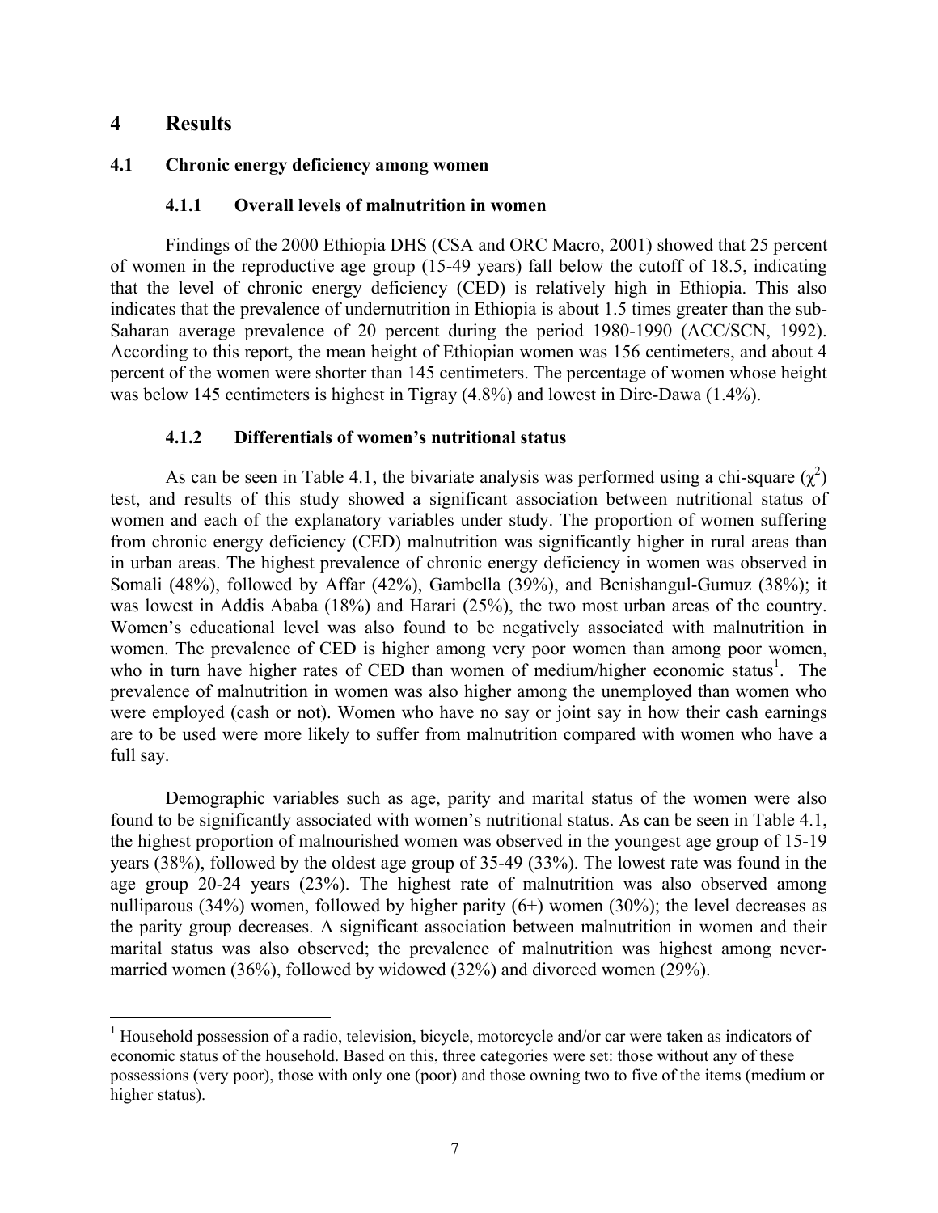# 4 Results

## 4.1 Chronic energy deficiency among women

### 4.1.1 Overall levels of malnutrition in women

Findings of the 2000 Ethiopia DHS (CSA and ORC Macro, 2001) showed that 25 percent of women in the reproductive age group (15-49 years) fall below the cutoff of 18.5, indicating that the level of chronic energy deficiency (CED) is relatively high in Ethiopia. This also indicates that the prevalence of undernutrition in Ethiopia is about 1.5 times greater than the sub-Saharan average prevalence of 20 percent during the period 1980-1990 (ACC/SCN, 1992). According to this report, the mean height of Ethiopian women was 156 centimeters, and about 4 percent of the women were shorter than 145 centimeters. The percentage of women whose height was below 145 centimeters is highest in Tigray (4.8%) and lowest in Dire-Dawa (1.4%).

### 4.1.2 Differentials of women's nutritional status

As can be seen in Table 4.1, the bivariate analysis was performed using a chi-square ($\chi^2$) test, and results of this study showed a significant association between nutritional status of women and each of the explanatory variables under study. The proportion of women suffering from chronic energy deficiency (CED) malnutrition was significantly higher in rural areas than in urban areas. The highest prevalence of chronic energy deficiency in women was observed in Somali (48%), followed by Affar (42%), Gambella (39%), and Benishangul-Gumuz (38%); it was lowest in Addis Ababa (18%) and Harari (25%), the two most urban areas of the country. Women's educational level was also found to be negatively associated with malnutrition in women. The prevalence of CED is higher among very poor women than among poor women, who in turn have higher rates of CED than women of medium/higher economic status[1]. The prevalence of malnutrition in women was also higher among the unemployed than women who were employed (cash or not). Women who have no say or joint say in how their cash earnings are to be used were more likely to suffer from malnutrition compared with women who have a full say.

Demographic variables such as age, parity and marital status of the women were also found to be significantly associated with women's nutritional status. As can be seen in Table 4.1, the highest proportion of malnourished women was observed in the youngest age group of 15-19 years (38%), followed by the oldest age group of 35-49 (33%). The lowest rate was found in the age group 20-24 years (23%). The highest rate of malnutrition was also observed among nulliparous (34%) women, followed by higher parity (6+) women (30%); the level decreases as the parity group decreases. A significant association between malnutrition in women and their marital status was also observed; the prevalence of malnutrition was highest among never-married women (36%), followed by widowed (32%) and divorced women (29%).

---

[1] Household possession of a radio, television, bicycle, motorcycle and/or car were taken as indicators of economic status of the household. Based on this, three categories were set: those without any of these possessions (very poor), those with only one (poor) and those owning two to five of the items (medium or higher status).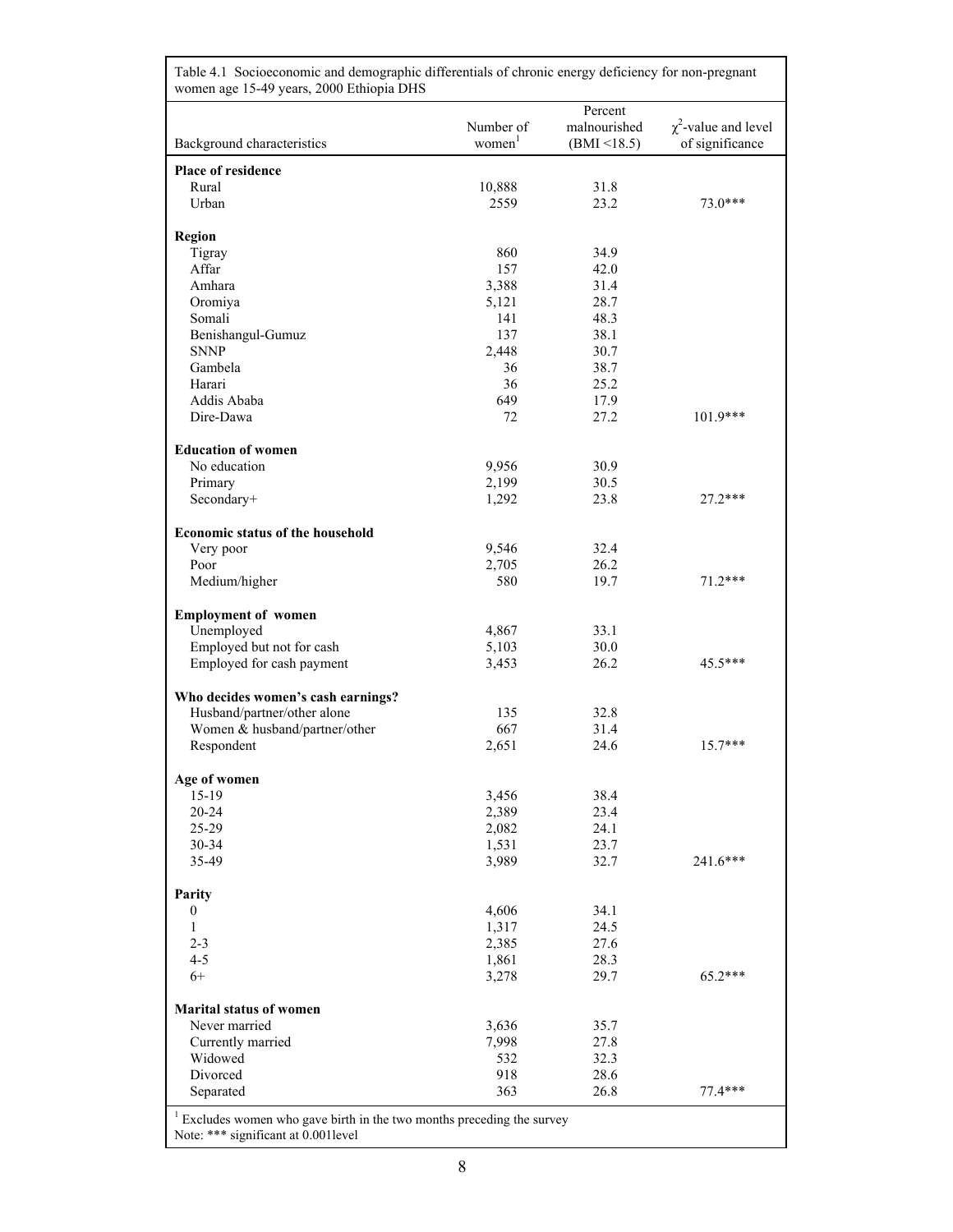Table 4.1 Socioeconomic and demographic differentials of chronic energy deficiency for non-pregnant women age 15-49 years, 2000 Ethiopia DHS

| Background characteristics | Number of women[1] | Percent malnourished (BMI <18.5) | $\chi^2$-value and level of significance |
|---|---|---|---|
| **Place of residence** | | | |
| Rural | 10,888 | 31.8 | |
| Urban | 2559 | 23.2 | 73.0*** |
| **Region** | | | |
| Tigray | 860 | 34.9 | |
| Affar | 157 | 42.0 | |
| Amhara | 3,388 | 31.4 | |
| Oromiya | 5,121 | 28.7 | |
| Somali | 141 | 48.3 | |
| Benishangul-Gumuz | 137 | 38.1 | |
| SNNP | 2,448 | 30.7 | |
| Gambela | 36 | 38.7 | |
| Harari | 36 | 25.2 | |
| Addis Ababa | 649 | 17.9 | |
| Dire-Dawa | 72 | 27.2 | 101.9*** |
| **Education of women** | | | |
| No education | 9,956 | 30.9 | |
| Primary | 2,199 | 30.5 | |
| Secondary+ | 1,292 | 23.8 | 27.2*** |
| **Economic status of the household** | | | |
| Very poor | 9,546 | 32.4 | |
| Poor | 2,705 | 26.2 | |
| Medium/higher | 580 | 19.7 | 71.2*** |
| **Employment of women** | | | |
| Unemployed | 4,867 | 33.1 | |
| Employed but not for cash | 5,103 | 30.0 | |
| Employed for cash payment | 3,453 | 26.2 | 45.5*** |
| **Who decides women's cash earnings?** | | | |
| Husband/partner/other alone | 135 | 32.8 | |
| Women & husband/partner/other | 667 | 31.4 | |
| Respondent | 2,651 | 24.6 | 15.7*** |
| **Age of women** | | | |
| 15-19 | 3,456 | 38.4 | |
| 20-24 | 2,389 | 23.4 | |
| 25-29 | 2,082 | 24.1 | |
| 30-34 | 1,531 | 23.7 | |
| 35-49 | 3,989 | 32.7 | 241.6*** |
| **Parity** | | | |
| 0 | 4,606 | 34.1 | |
| 1 | 1,317 | 24.5 | |
| 2-3 | 2,385 | 27.6 | |
| 4-5 | 1,861 | 28.3 | |
| 6+ | 3,278 | 29.7 | 65.2*** |
| **Marital status of women** | | | |
| Never married | 3,636 | 35.7 | |
| Currently married | 7,998 | 27.8 | |
| Widowed | 532 | 32.3 | |
| Divorced | 918 | 28.6 | |
| Separated | 363 | 26.8 | 77.4*** |

[1] Excludes women who gave birth in the two months preceding the survey

Note: *** significant at 0.001level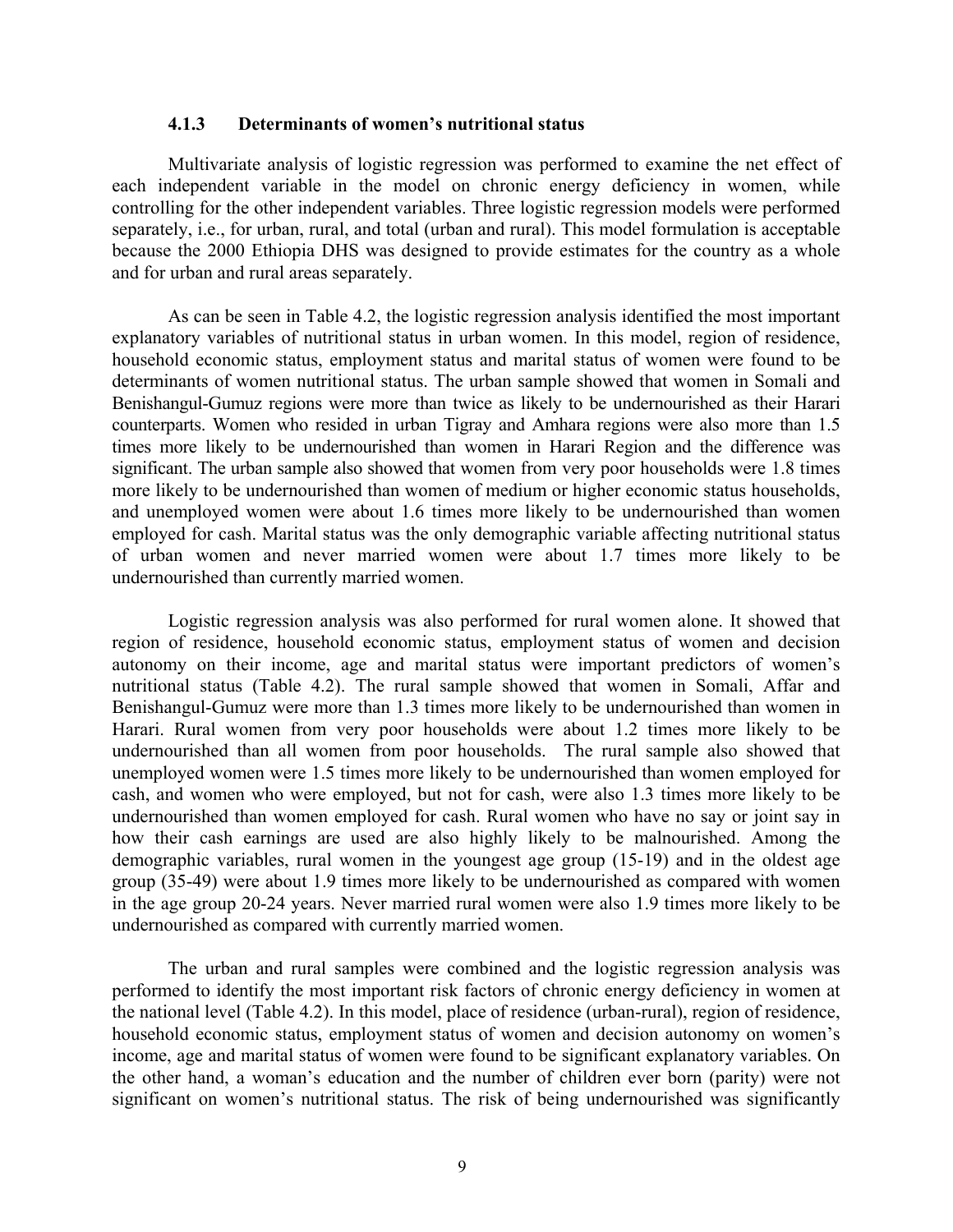### 4.1.3 Determinants of women's nutritional status

Multivariate analysis of logistic regression was performed to examine the net effect of each independent variable in the model on chronic energy deficiency in women, while controlling for the other independent variables. Three logistic regression models were performed separately, i.e., for urban, rural, and total (urban and rural). This model formulation is acceptable because the 2000 Ethiopia DHS was designed to provide estimates for the country as a whole and for urban and rural areas separately.

As can be seen in Table 4.2, the logistic regression analysis identified the most important explanatory variables of nutritional status in urban women. In this model, region of residence, household economic status, employment status and marital status of women were found to be determinants of women nutritional status. The urban sample showed that women in Somali and Benishangul-Gumuz regions were more than twice as likely to be undernourished as their Harari counterparts. Women who resided in urban Tigray and Amhara regions were also more than 1.5 times more likely to be undernourished than women in Harari Region and the difference was significant. The urban sample also showed that women from very poor households were 1.8 times more likely to be undernourished than women of medium or higher economic status households, and unemployed women were about 1.6 times more likely to be undernourished than women employed for cash. Marital status was the only demographic variable affecting nutritional status of urban women and never married women were about 1.7 times more likely to be undernourished than currently married women.

Logistic regression analysis was also performed for rural women alone. It showed that region of residence, household economic status, employment status of women and decision autonomy on their income, age and marital status were important predictors of women's nutritional status (Table 4.2). The rural sample showed that women in Somali, Affar and Benishangul-Gumuz were more than 1.3 times more likely to be undernourished than women in Harari. Rural women from very poor households were about 1.2 times more likely to be undernourished than all women from poor households. The rural sample also showed that unemployed women were 1.5 times more likely to be undernourished than women employed for cash, and women who were employed, but not for cash, were also 1.3 times more likely to be undernourished than women employed for cash. Rural women who have no say or joint say in how their cash earnings are used are also highly likely to be malnourished. Among the demographic variables, rural women in the youngest age group (15-19) and in the oldest age group (35-49) were about 1.9 times more likely to be undernourished as compared with women in the age group 20-24 years. Never married rural women were also 1.9 times more likely to be undernourished as compared with currently married women.

The urban and rural samples were combined and the logistic regression analysis was performed to identify the most important risk factors of chronic energy deficiency in women at the national level (Table 4.2). In this model, place of residence (urban-rural), region of residence, household economic status, employment status of women and decision autonomy on women's income, age and marital status of women were found to be significant explanatory variables. On the other hand, a woman's education and the number of children ever born (parity) were not significant on women's nutritional status. The risk of being undernourished was significantly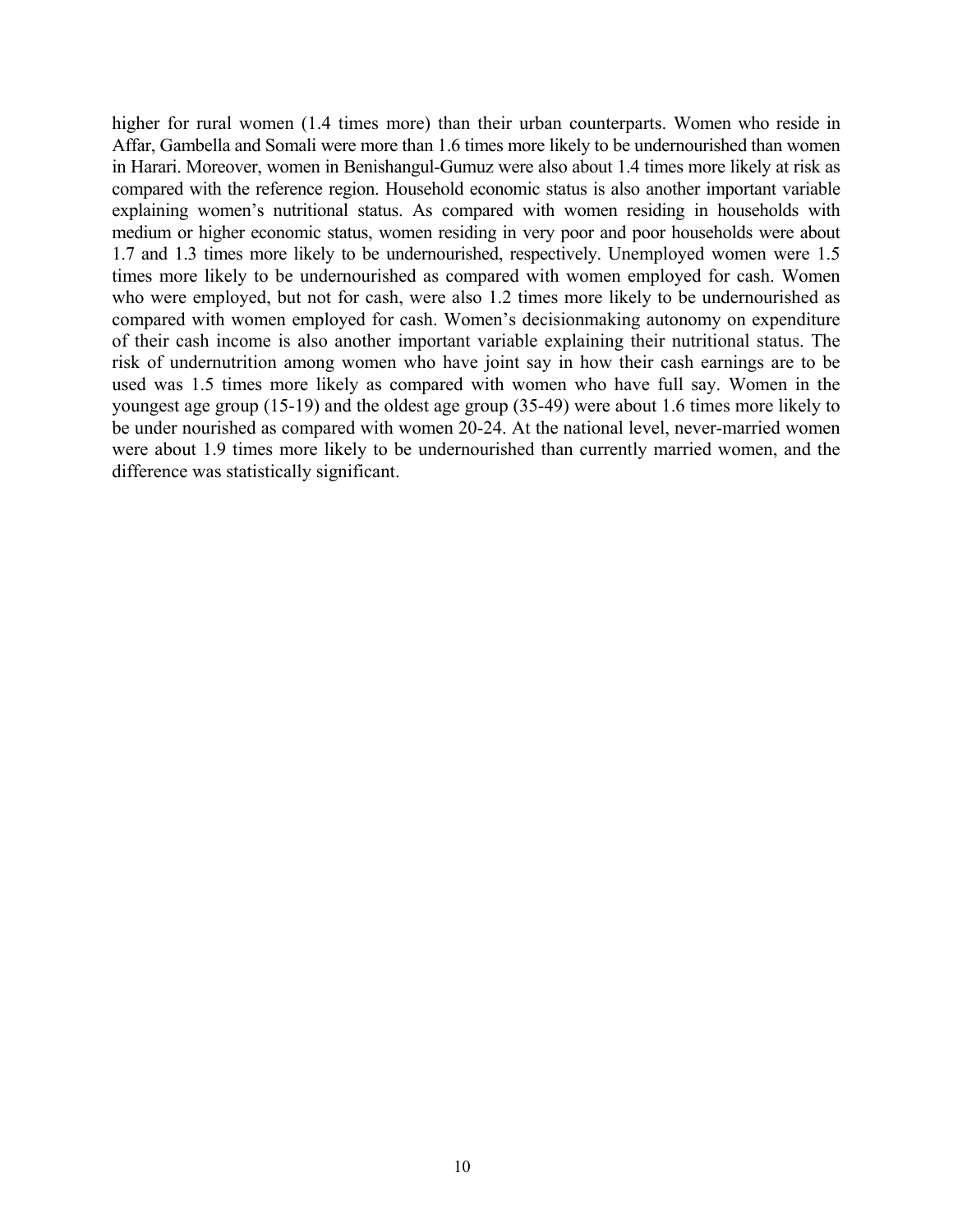higher for rural women (1.4 times more) than their urban counterparts. Women who reside in Affar, Gambella and Somali were more than 1.6 times more likely to be undernourished than women in Harari. Moreover, women in Benishangul-Gumuz were also about 1.4 times more likely at risk as compared with the reference region. Household economic status is also another important variable explaining women's nutritional status. As compared with women residing in households with medium or higher economic status, women residing in very poor and poor households were about 1.7 and 1.3 times more likely to be undernourished, respectively. Unemployed women were 1.5 times more likely to be undernourished as compared with women employed for cash. Women who were employed, but not for cash, were also 1.2 times more likely to be undernourished as compared with women employed for cash. Women's decisionmaking autonomy on expenditure of their cash income is also another important variable explaining their nutritional status. The risk of undernutrition among women who have joint say in how their cash earnings are to be used was 1.5 times more likely as compared with women who have full say. Women in the youngest age group (15-19) and the oldest age group (35-49) were about 1.6 times more likely to be under nourished as compared with women 20-24. At the national level, never-married women were about 1.9 times more likely to be undernourished than currently married women, and the difference was statistically significant.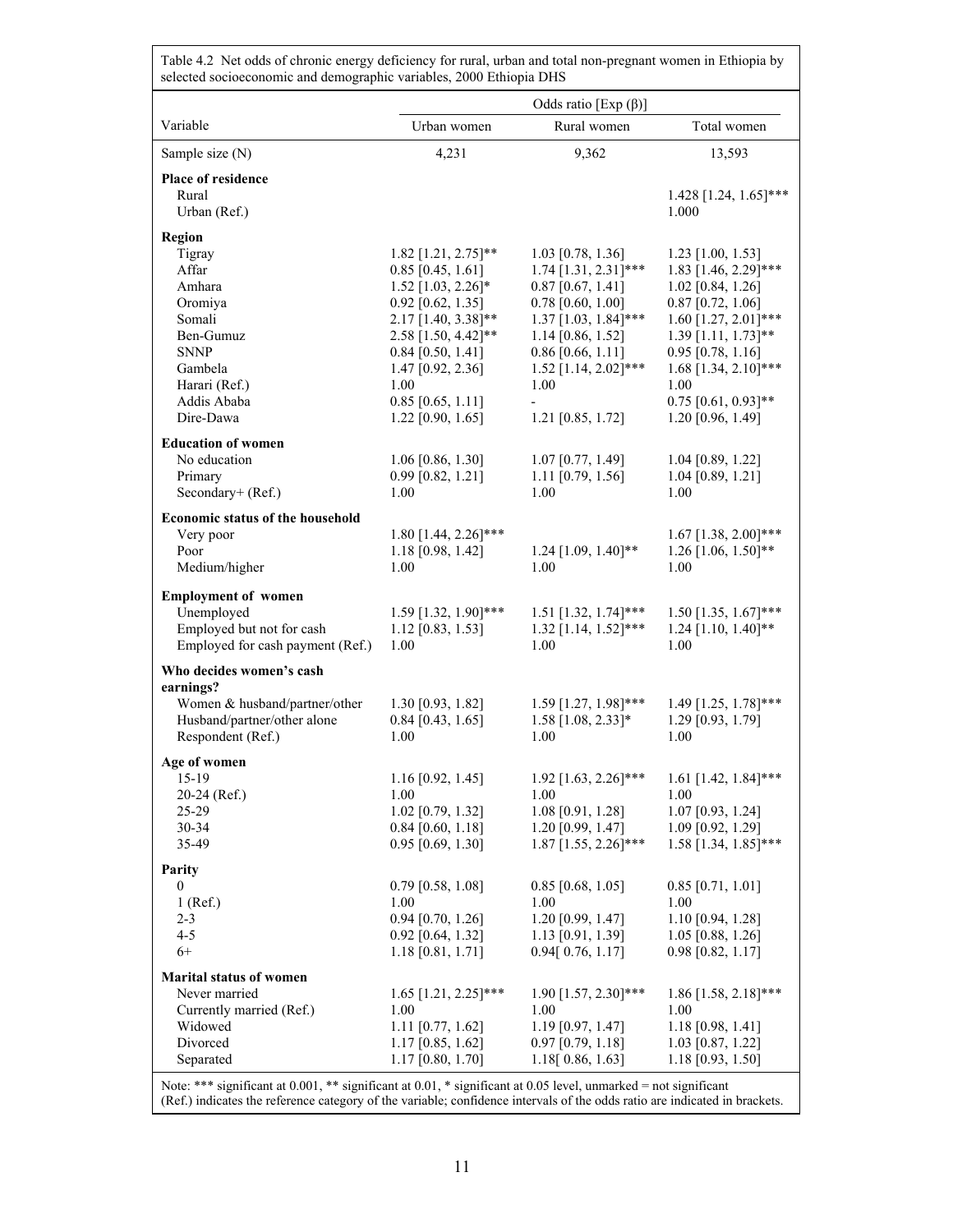Table 4.2 Net odds of chronic energy deficiency for rural, urban and total non-pregnant women in Ethiopia by selected socioeconomic and demographic variables, 2000 Ethiopia DHS

| Variable | Odds ratio [Exp (β)] | | |
|---|---|---|---|
| | Urban women | Rural women | Total women |
| Sample size (N) | 4,231 | 9,362 | 13,593 |
| **Place of residence** | | | |
| Rural | | | 1.428 [1.24, 1.65]*** |
| Urban (Ref.) | | | 1.000 |
| **Region** | | | |
| Tigray | 1.82 [1.21, 2.75]** | 1.03 [0.78, 1.36] | 1.23 [1.00, 1.53] |
| Affar | 0.85 [0.45, 1.61] | 1.74 [1.31, 2.31]*** | 1.83 [1.46, 2.29]*** |
| Amhara | 1.52 [1.03, 2.26]* | 0.87 [0.67, 1.41] | 1.02 [0.84, 1.26] |
| Oromiya | 0.92 [0.62, 1.35] | 0.78 [0.60, 1.00] | 0.87 [0.72, 1.06] |
| Somali | 2.17 [1.40, 3.38]** | 1.37 [1.03, 1.84]*** | 1.60 [1.27, 2.01]*** |
| Ben-Gumuz | 2.58 [1.50, 4.42]** | 1.14 [0.86, 1.52] | 1.39 [1.11, 1.73]** |
| SNNP | 0.84 [0.50, 1.41] | 0.86 [0.66, 1.11] | 0.95 [0.78, 1.16] |
| Gambela | 1.47 [0.92, 2.36] | 1.52 [1.14, 2.02]*** | 1.68 [1.34, 2.10]*** |
| Harari (Ref.) | 1.00 | 1.00 | 1.00 |
| Addis Ababa | 0.85 [0.65, 1.11] | - | 0.75 [0.61, 0.93]** |
| Dire-Dawa | 1.22 [0.90, 1.65] | 1.21 [0.85, 1.72] | 1.20 [0.96, 1.49] |
| **Education of women** | | | |
| No education | 1.06 [0.86, 1.30] | 1.07 [0.77, 1.49] | 1.04 [0.89, 1.22] |
| Primary | 0.99 [0.82, 1.21] | 1.11 [0.79, 1.56] | 1.04 [0.89, 1.21] |
| Secondary+ (Ref.) | 1.00 | 1.00 | 1.00 |
| **Economic status of the household** | | | |
| Very poor | 1.80 [1.44, 2.26]*** | | 1.67 [1.38, 2.00]*** |
| Poor | 1.18 [0.98, 1.42] | 1.24 [1.09, 1.40]** | 1.26 [1.06, 1.50]** |
| Medium/higher | 1.00 | 1.00 | 1.00 |
| **Employment of women** | | | |
| Unemployed | 1.59 [1.32, 1.90]*** | 1.51 [1.32, 1.74]*** | 1.50 [1.35, 1.67]*** |
| Employed but not for cash | 1.12 [0.83, 1.53] | 1.32 [1.14, 1.52]*** | 1.24 [1.10, 1.40]** |
| Employed for cash payment (Ref.) | 1.00 | 1.00 | 1.00 |
| **Who decides women's cash earnings?** | | | |
| Women & husband/partner/other | 1.30 [0.93, 1.82] | 1.59 [1.27, 1.98]*** | 1.49 [1.25, 1.78]*** |
| Husband/partner/other alone | 0.84 [0.43, 1.65] | 1.58 [1.08, 2.33]* | 1.29 [0.93, 1.79] |
| Respondent (Ref.) | 1.00 | 1.00 | 1.00 |
| **Age of women** | | | |
| 15-19 | 1.16 [0.92, 1.45] | 1.92 [1.63, 2.26]*** | 1.61 [1.42, 1.84]*** |
| 20-24 (Ref.) | 1.00 | 1.00 | 1.00 |
| 25-29 | 1.02 [0.79, 1.32] | 1.08 [0.91, 1.28] | 1.07 [0.93, 1.24] |
| 30-34 | 0.84 [0.60, 1.18] | 1.20 [0.99, 1.47] | 1.09 [0.92, 1.29] |
| 35-49 | 0.95 [0.69, 1.30] | 1.87 [1.55, 2.26]*** | 1.58 [1.34, 1.85]*** |
| **Parity** | | | |
| 0 | 0.79 [0.58, 1.08] | 0.85 [0.68, 1.05] | 0.85 [0.71, 1.01] |
| 1 (Ref.) | 1.00 | 1.00 | 1.00 |
| 2-3 | 0.94 [0.70, 1.26] | 1.20 [0.99, 1.47] | 1.10 [0.94, 1.28] |
| 4-5 | 0.92 [0.64, 1.32] | 1.13 [0.91, 1.39] | 1.05 [0.88, 1.26] |
| 6+ | 1.18 [0.81, 1.71] | 0.94[ 0.76, 1.17] | 0.98 [0.82, 1.17] |
| **Marital status of women** | | | |
| Never married | 1.65 [1.21, 2.25]*** | 1.90 [1.57, 2.30]*** | 1.86 [1.58, 2.18]*** |
| Currently married (Ref.) | 1.00 | 1.00 | 1.00 |
| Widowed | 1.11 [0.77, 1.62] | 1.19 [0.97, 1.47] | 1.18 [0.98, 1.41] |
| Divorced | 1.17 [0.85, 1.62] | 0.97 [0.79, 1.18] | 1.03 [0.87, 1.22] |
| Separated | 1.17 [0.80, 1.70] | 1.18[ 0.86, 1.63] | 1.18 [0.93, 1.50] |

Note: *** significant at 0.001, ** significant at 0.01, * significant at 0.05 level, unmarked = not significant (Ref.) indicates the reference category of the variable; confidence intervals of the odds ratio are indicated in brackets.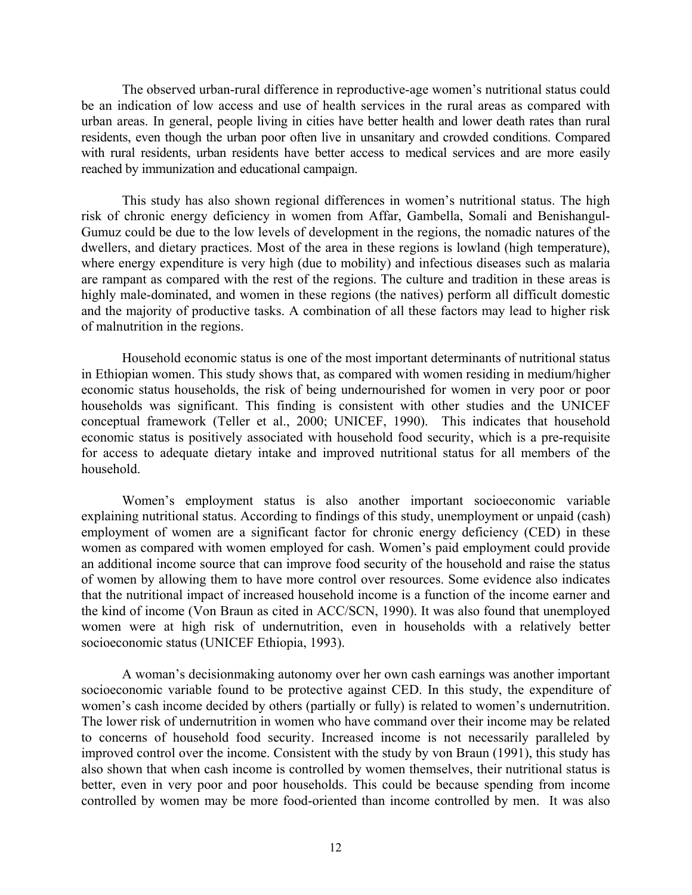The observed urban-rural difference in reproductive-age women's nutritional status could be an indication of low access and use of health services in the rural areas as compared with urban areas. In general, people living in cities have better health and lower death rates than rural residents, even though the urban poor often live in unsanitary and crowded conditions. Compared with rural residents, urban residents have better access to medical services and are more easily reached by immunization and educational campaign.

This study has also shown regional differences in women's nutritional status. The high risk of chronic energy deficiency in women from Affar, Gambella, Somali and Benishangul-Gumuz could be due to the low levels of development in the regions, the nomadic natures of the dwellers, and dietary practices. Most of the area in these regions is lowland (high temperature), where energy expenditure is very high (due to mobility) and infectious diseases such as malaria are rampant as compared with the rest of the regions. The culture and tradition in these areas is highly male-dominated, and women in these regions (the natives) perform all difficult domestic and the majority of productive tasks. A combination of all these factors may lead to higher risk of malnutrition in the regions.

Household economic status is one of the most important determinants of nutritional status in Ethiopian women. This study shows that, as compared with women residing in medium/higher economic status households, the risk of being undernourished for women in very poor or poor households was significant. This finding is consistent with other studies and the UNICEF conceptual framework (Teller et al., 2000; UNICEF, 1990). This indicates that household economic status is positively associated with household food security, which is a pre-requisite for access to adequate dietary intake and improved nutritional status for all members of the household.

Women's employment status is also another important socioeconomic variable explaining nutritional status. According to findings of this study, unemployment or unpaid (cash) employment of women are a significant factor for chronic energy deficiency (CED) in these women as compared with women employed for cash. Women's paid employment could provide an additional income source that can improve food security of the household and raise the status of women by allowing them to have more control over resources. Some evidence also indicates that the nutritional impact of increased household income is a function of the income earner and the kind of income (Von Braun as cited in ACC/SCN, 1990). It was also found that unemployed women were at high risk of undernutrition, even in households with a relatively better socioeconomic status (UNICEF Ethiopia, 1993).

A woman's decisionmaking autonomy over her own cash earnings was another important socioeconomic variable found to be protective against CED. In this study, the expenditure of women's cash income decided by others (partially or fully) is related to women's undernutrition. The lower risk of undernutrition in women who have command over their income may be related to concerns of household food security. Increased income is not necessarily paralleled by improved control over the income. Consistent with the study by von Braun (1991), this study has also shown that when cash income is controlled by women themselves, their nutritional status is better, even in very poor and poor households. This could be because spending from income controlled by women may be more food-oriented than income controlled by men. It was also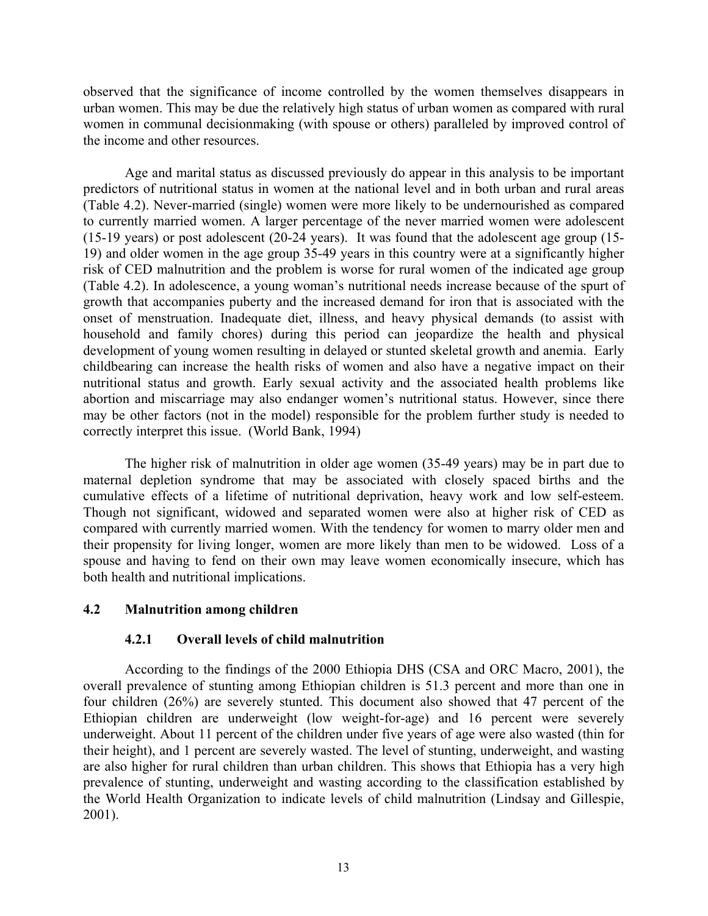observed that the significance of income controlled by the women themselves disappears in urban women. This may be due the relatively high status of urban women as compared with rural women in communal decisionmaking (with spouse or others) paralleled by improved control of the income and other resources.

Age and marital status as discussed previously do appear in this analysis to be important predictors of nutritional status in women at the national level and in both urban and rural areas (Table 4.2). Never-married (single) women were more likely to be undernourished as compared to currently married women. A larger percentage of the never married women were adolescent (15-19 years) or post adolescent (20-24 years). It was found that the adolescent age group (15-19) and older women in the age group 35-49 years in this country were at a significantly higher risk of CED malnutrition and the problem is worse for rural women of the indicated age group (Table 4.2). In adolescence, a young woman's nutritional needs increase because of the spurt of growth that accompanies puberty and the increased demand for iron that is associated with the onset of menstruation. Inadequate diet, illness, and heavy physical demands (to assist with household and family chores) during this period can jeopardize the health and physical development of young women resulting in delayed or stunted skeletal growth and anemia. Early childbearing can increase the health risks of women and also have a negative impact on their nutritional status and growth. Early sexual activity and the associated health problems like abortion and miscarriage may also endanger women's nutritional status. However, since there may be other factors (not in the model) responsible for the problem further study is needed to correctly interpret this issue. (World Bank, 1994)

The higher risk of malnutrition in older age women (35-49 years) may be in part due to maternal depletion syndrome that may be associated with closely spaced births and the cumulative effects of a lifetime of nutritional deprivation, heavy work and low self-esteem. Though not significant, widowed and separated women were also at higher risk of CED as compared with currently married women. With the tendency for women to marry older men and their propensity for living longer, women are more likely than men to be widowed. Loss of a spouse and having to fend on their own may leave women economically insecure, which has both health and nutritional implications.

## 4.2 Malnutrition among children

### 4.2.1 Overall levels of child malnutrition

According to the findings of the 2000 Ethiopia DHS (CSA and ORC Macro, 2001), the overall prevalence of stunting among Ethiopian children is 51.3 percent and more than one in four children (26%) are severely stunted. This document also showed that 47 percent of the Ethiopian children are underweight (low weight-for-age) and 16 percent were severely underweight. About 11 percent of the children under five years of age were also wasted (thin for their height), and 1 percent are severely wasted. The level of stunting, underweight, and wasting are also higher for rural children than urban children. This shows that Ethiopia has a very high prevalence of stunting, underweight and wasting according to the classification established by the World Health Organization to indicate levels of child malnutrition (Lindsay and Gillespie, 2001).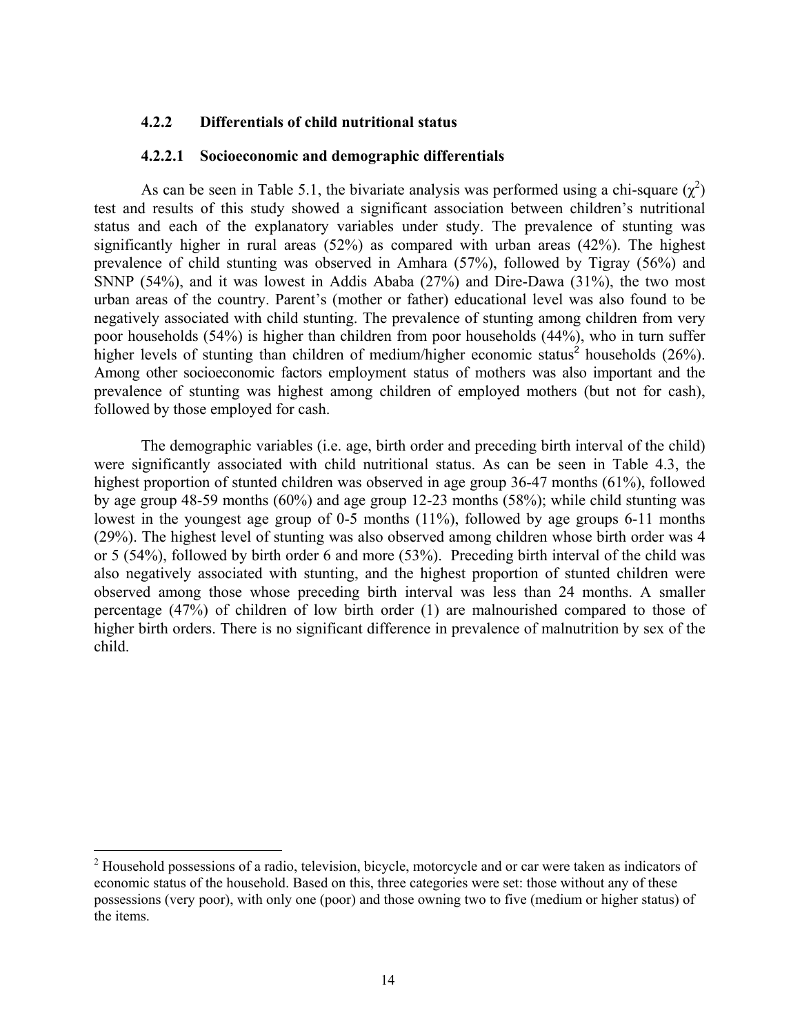### 4.2.2 Differentials of child nutritional status

#### 4.2.2.1 Socioeconomic and demographic differentials

As can be seen in Table 5.1, the bivariate analysis was performed using a chi-square ($\chi^2$) test and results of this study showed a significant association between children's nutritional status and each of the explanatory variables under study. The prevalence of stunting was significantly higher in rural areas (52%) as compared with urban areas (42%). The highest prevalence of child stunting was observed in Amhara (57%), followed by Tigray (56%) and SNNP (54%), and it was lowest in Addis Ababa (27%) and Dire-Dawa (31%), the two most urban areas of the country. Parent's (mother or father) educational level was also found to be negatively associated with child stunting. The prevalence of stunting among children from very poor households (54%) is higher than children from poor households (44%), who in turn suffer higher levels of stunting than children of medium/higher economic status[2] households (26%). Among other socioeconomic factors employment status of mothers was also important and the prevalence of stunting was highest among children of employed mothers (but not for cash), followed by those employed for cash.

The demographic variables (i.e. age, birth order and preceding birth interval of the child) were significantly associated with child nutritional status. As can be seen in Table 4.3, the highest proportion of stunted children was observed in age group 36-47 months (61%), followed by age group 48-59 months (60%) and age group 12-23 months (58%); while child stunting was lowest in the youngest age group of 0-5 months (11%), followed by age groups 6-11 months (29%). The highest level of stunting was also observed among children whose birth order was 4 or 5 (54%), followed by birth order 6 and more (53%). Preceding birth interval of the child was also negatively associated with stunting, and the highest proportion of stunted children were observed among those whose preceding birth interval was less than 24 months. A smaller percentage (47%) of children of low birth order (1) are malnourished compared to those of higher birth orders. There is no significant difference in prevalence of malnutrition by sex of the child.

---

[2] Household possessions of a radio, television, bicycle, motorcycle and or car were taken as indicators of economic status of the household. Based on this, three categories were set: those without any of these possessions (very poor), with only one (poor) and those owning two to five (medium or higher status) of the items.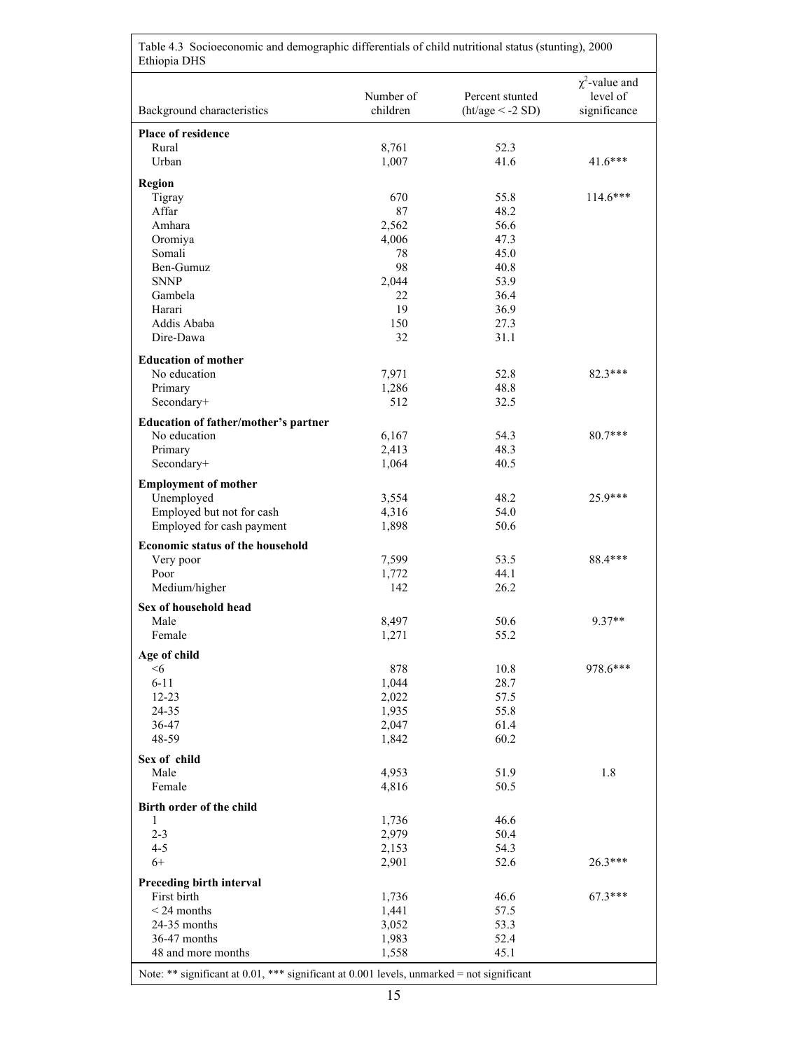Table 4.3 Socioeconomic and demographic differentials of child nutritional status (stunting), 2000 Ethiopia DHS

| Background characteristics | Number of children | Percent stunted (ht/age < -2 SD) | $\chi^2$-value and level of significance |
|---|---|---|---|
| **Place of residence** | | | |
| Rural | 8,761 | 52.3 | |
| Urban | 1,007 | 41.6 | 41.6*** |
| **Region** | | | |
| Tigray | 670 | 55.8 | 114.6*** |
| Affar | 87 | 48.2 | |
| Amhara | 2,562 | 56.6 | |
| Oromiya | 4,006 | 47.3 | |
| Somali | 78 | 45.0 | |
| Ben-Gumuz | 98 | 40.8 | |
| SNNP | 2,044 | 53.9 | |
| Gambela | 22 | 36.4 | |
| Harari | 19 | 36.9 | |
| Addis Ababa | 150 | 27.3 | |
| Dire-Dawa | 32 | 31.1 | |
| **Education of mother** | | | |
| No education | 7,971 | 52.8 | 82.3*** |
| Primary | 1,286 | 48.8 | |
| Secondary+ | 512 | 32.5 | |
| **Education of father/mother's partner** | | | |
| No education | 6,167 | 54.3 | 80.7*** |
| Primary | 2,413 | 48.3 | |
| Secondary+ | 1,064 | 40.5 | |
| **Employment of mother** | | | |
| Unemployed | 3,554 | 48.2 | 25.9*** |
| Employed but not for cash | 4,316 | 54.0 | |
| Employed for cash payment | 1,898 | 50.6 | |
| **Economic status of the household** | | | |
| Very poor | 7,599 | 53.5 | 88.4*** |
| Poor | 1,772 | 44.1 | |
| Medium/higher | 142 | 26.2 | |
| **Sex of household head** | | | |
| Male | 8,497 | 50.6 | 9.37** |
| Female | 1,271 | 55.2 | |
| **Age of child** | | | |
| <6 | 878 | 10.8 | 978.6*** |
| 6-11 | 1,044 | 28.7 | |
| 12-23 | 2,022 | 57.5 | |
| 24-35 | 1,935 | 55.8 | |
| 36-47 | 2,047 | 61.4 | |
| 48-59 | 1,842 | 60.2 | |
| **Sex of child** | | | |
| Male | 4,953 | 51.9 | 1.8 |
| Female | 4,816 | 50.5 | |
| **Birth order of the child** | | | |
| 1 | 1,736 | 46.6 | |
| 2-3 | 2,979 | 50.4 | |
| 4-5 | 2,153 | 54.3 | |
| 6+ | 2,901 | 52.6 | 26.3*** |
| **Preceding birth interval** | | | |
| First birth | 1,736 | 46.6 | 67.3*** |
| < 24 months | 1,441 | 57.5 | |
| 24-35 months | 3,052 | 53.3 | |
| 36-47 months | 1,983 | 52.4 | |
| 48 and more months | 1,558 | 45.1 | |

Note: ** significant at 0.01, *** significant at 0.001 levels, unmarked = not significant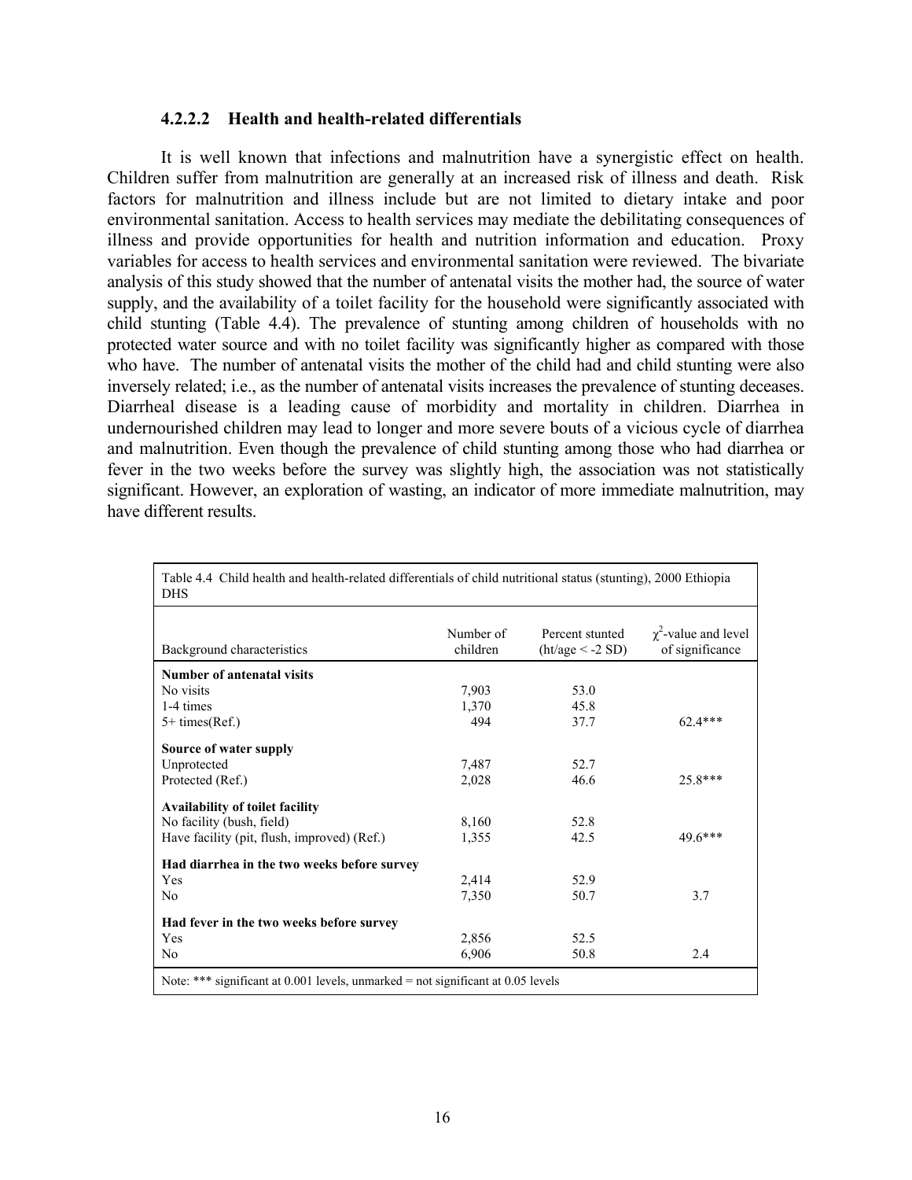#### 4.2.2.2 Health and health-related differentials

It is well known that infections and malnutrition have a synergistic effect on health. Children suffer from malnutrition are generally at an increased risk of illness and death. Risk factors for malnutrition and illness include but are not limited to dietary intake and poor environmental sanitation. Access to health services may mediate the debilitating consequences of illness and provide opportunities for health and nutrition information and education. Proxy variables for access to health services and environmental sanitation were reviewed. The bivariate analysis of this study showed that the number of antenatal visits the mother had, the source of water supply, and the availability of a toilet facility for the household were significantly associated with child stunting (Table 4.4). The prevalence of stunting among children of households with no protected water source and with no toilet facility was significantly higher as compared with those who have. The number of antenatal visits the mother of the child had and child stunting were also inversely related; i.e., as the number of antenatal visits increases the prevalence of stunting deceases. Diarrheal disease is a leading cause of morbidity and mortality in children. Diarrhea in undernourished children may lead to longer and more severe bouts of a vicious cycle of diarrhea and malnutrition. Even though the prevalence of child stunting among those who had diarrhea or fever in the two weeks before the survey was slightly high, the association was not statistically significant. However, an exploration of wasting, an indicator of more immediate malnutrition, may have different results.

Table 4.4 Child health and health-related differentials of child nutritional status (stunting), 2000 Ethiopia DHS

| Background characteristics | Number of children | Percent stunted (ht/age < -2 SD) | $\chi^2$-value and level of significance |
|---|---|---|---|
| **Number of antenatal visits** | | | |
| No visits | 7,903 | 53.0 | |
| 1-4 times | 1,370 | 45.8 | |
| 5+ times(Ref.) | 494 | 37.7 | 62.4*** |
| **Source of water supply** | | | |
| Unprotected | 7,487 | 52.7 | |
| Protected (Ref.) | 2,028 | 46.6 | 25.8*** |
| **Availability of toilet facility** | | | |
| No facility (bush, field) | 8,160 | 52.8 | |
| Have facility (pit, flush, improved) (Ref.) | 1,355 | 42.5 | 49.6*** |
| **Had diarrhea in the two weeks before survey** | | | |
| Yes | 2,414 | 52.9 | |
| No | 7,350 | 50.7 | 3.7 |
| **Had fever in the two weeks before survey** | | | |
| Yes | 2,856 | 52.5 | |
| No | 6,906 | 50.8 | 2.4 |

Note: *** significant at 0.001 levels, unmarked = not significant at 0.05 levels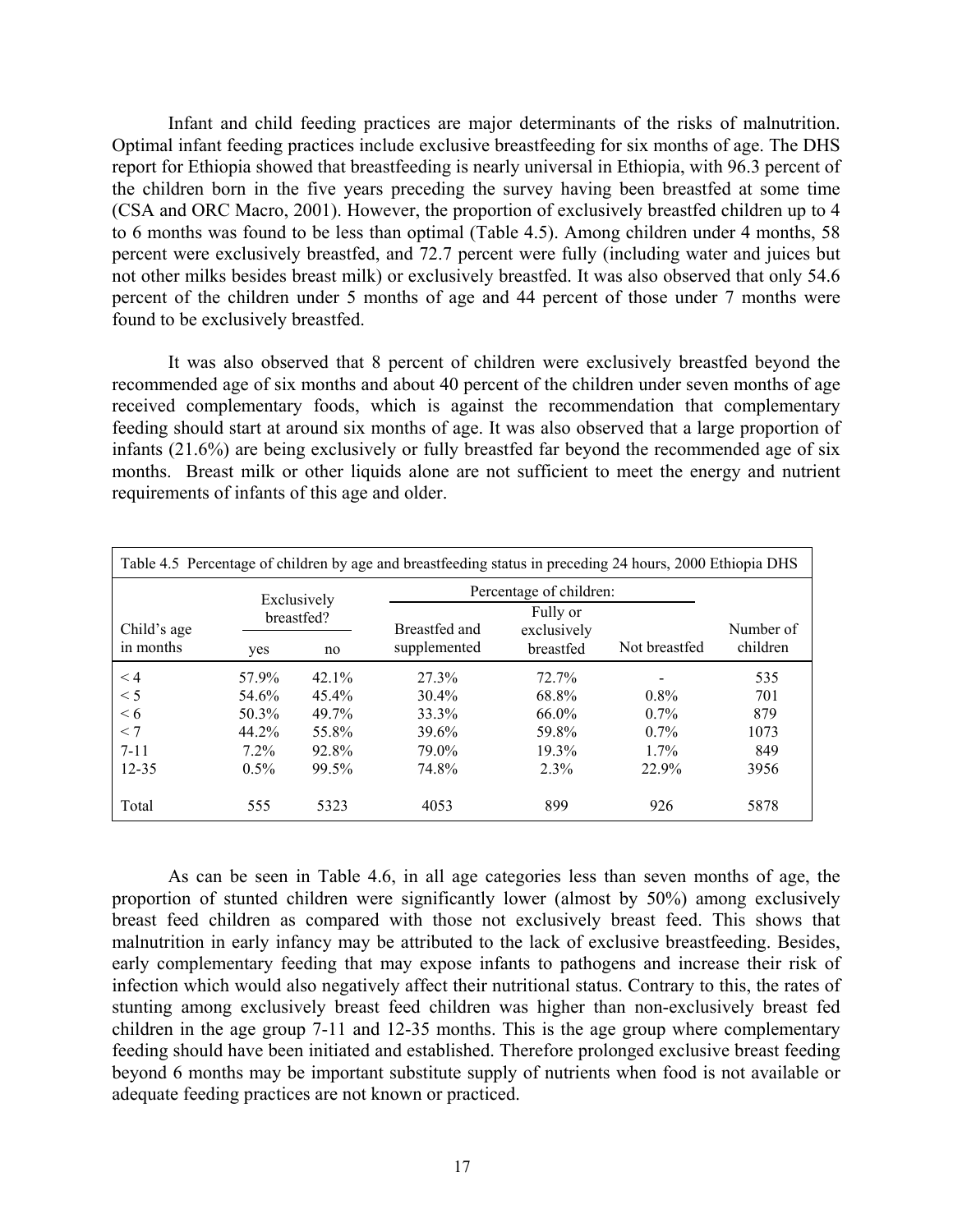Infant and child feeding practices are major determinants of the risks of malnutrition. Optimal infant feeding practices include exclusive breastfeeding for six months of age. The DHS report for Ethiopia showed that breastfeeding is nearly universal in Ethiopia, with 96.3 percent of the children born in the five years preceding the survey having been breastfed at some time (CSA and ORC Macro, 2001). However, the proportion of exclusively breastfed children up to 4 to 6 months was found to be less than optimal (Table 4.5). Among children under 4 months, 58 percent were exclusively breastfed, and 72.7 percent were fully (including water and juices but not other milks besides breast milk) or exclusively breastfed. It was also observed that only 54.6 percent of the children under 5 months of age and 44 percent of those under 7 months were found to be exclusively breastfed.

It was also observed that 8 percent of children were exclusively breastfed beyond the recommended age of six months and about 40 percent of the children under seven months of age received complementary foods, which is against the recommendation that complementary feeding should start at around six months of age. It was also observed that a large proportion of infants (21.6%) are being exclusively or fully breastfed far beyond the recommended age of six months. Breast milk or other liquids alone are not sufficient to meet the energy and nutrient requirements of infants of this age and older.

Table 4.5 Percentage of children by age and breastfeeding status in preceding 24 hours, 2000 Ethiopia DHS

| Child's age in months | Exclusively breastfed? | | Percentage of children: | | | Number of children |
|---|---|---|---|---|---|---|
| | yes | no | Breastfed and supplemented | Fully or exclusively breastfed | Not breastfed | |
| < 4 | 57.9% | 42.1% | 27.3% | 72.7% | - | 535 |
| < 5 | 54.6% | 45.4% | 30.4% | 68.8% | 0.8% | 701 |
| < 6 | 50.3% | 49.7% | 33.3% | 66.0% | 0.7% | 879 |
| < 7 | 44.2% | 55.8% | 39.6% | 59.8% | 0.7% | 1073 |
| 7-11 | 7.2% | 92.8% | 79.0% | 19.3% | 1.7% | 849 |
| 12-35 | 0.5% | 99.5% | 74.8% | 2.3% | 22.9% | 3956 |
| Total | 555 | 5323 | 4053 | 899 | 926 | 5878 |

As can be seen in Table 4.6, in all age categories less than seven months of age, the proportion of stunted children were significantly lower (almost by 50%) among exclusively breast feed children as compared with those not exclusively breast feed. This shows that malnutrition in early infancy may be attributed to the lack of exclusive breastfeeding. Besides, early complementary feeding that may expose infants to pathogens and increase their risk of infection which would also negatively affect their nutritional status. Contrary to this, the rates of stunting among exclusively breast feed children was higher than non-exclusively breast fed children in the age group 7-11 and 12-35 months. This is the age group where complementary feeding should have been initiated and established. Therefore prolonged exclusive breast feeding beyond 6 months may be important substitute supply of nutrients when food is not available or adequate feeding practices are not known or practiced.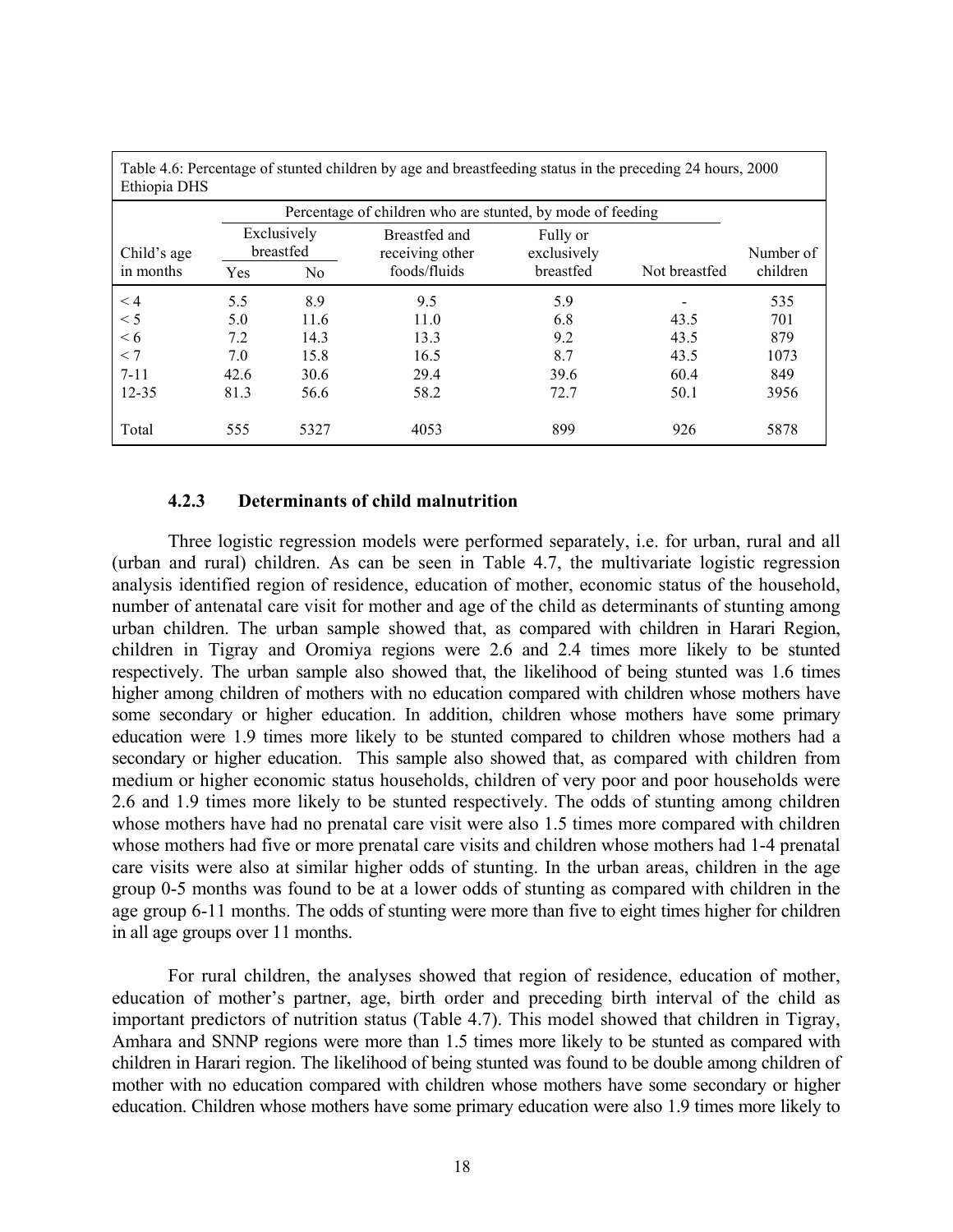Table 4.6: Percentage of stunted children by age and breastfeeding status in the preceding 24 hours, 2000 Ethiopia DHS

| Child's age in months | Percentage of children who are stunted, by mode of feeding | | | | | Number of children |
|---|---|---|---|---|---|---|
| | Exclusively breastfed | | Breastfed and receiving other foods/fluids | Fully or exclusively breastfed | Not breastfed | |
| | Yes | No | | | | |
| < 4 | 5.5 | 8.9 | 9.5 | 5.9 | - | 535 |
| < 5 | 5.0 | 11.6 | 11.0 | 6.8 | 43.5 | 701 |
| < 6 | 7.2 | 14.3 | 13.3 | 9.2 | 43.5 | 879 |
| < 7 | 7.0 | 15.8 | 16.5 | 8.7 | 43.5 | 1073 |
| 7-11 | 42.6 | 30.6 | 29.4 | 39.6 | 60.4 | 849 |
| 12-35 | 81.3 | 56.6 | 58.2 | 72.7 | 50.1 | 3956 |
| Total | 555 | 5327 | 4053 | 899 | 926 | 5878 |

### 4.2.3 Determinants of child malnutrition

Three logistic regression models were performed separately, i.e. for urban, rural and all (urban and rural) children. As can be seen in Table 4.7, the multivariate logistic regression analysis identified region of residence, education of mother, economic status of the household, number of antenatal care visit for mother and age of the child as determinants of stunting among urban children. The urban sample showed that, as compared with children in Harari Region, children in Tigray and Oromiya regions were 2.6 and 2.4 times more likely to be stunted respectively. The urban sample also showed that, the likelihood of being stunted was 1.6 times higher among children of mothers with no education compared with children whose mothers have some secondary or higher education. In addition, children whose mothers have some primary education were 1.9 times more likely to be stunted compared to children whose mothers had a secondary or higher education. This sample also showed that, as compared with children from medium or higher economic status households, children of very poor and poor households were 2.6 and 1.9 times more likely to be stunted respectively. The odds of stunting among children whose mothers have had no prenatal care visit were also 1.5 times more compared with children whose mothers had five or more prenatal care visits and children whose mothers had 1-4 prenatal care visits were also at similar higher odds of stunting. In the urban areas, children in the age group 0-5 months was found to be at a lower odds of stunting as compared with children in the age group 6-11 months. The odds of stunting were more than five to eight times higher for children in all age groups over 11 months.

For rural children, the analyses showed that region of residence, education of mother, education of mother's partner, age, birth order and preceding birth interval of the child as important predictors of nutrition status (Table 4.7). This model showed that children in Tigray, Amhara and SNNP regions were more than 1.5 times more likely to be stunted as compared with children in Harari region. The likelihood of being stunted was found to be double among children of mother with no education compared with children whose mothers have some secondary or higher education. Children whose mothers have some primary education were also 1.9 times more likely to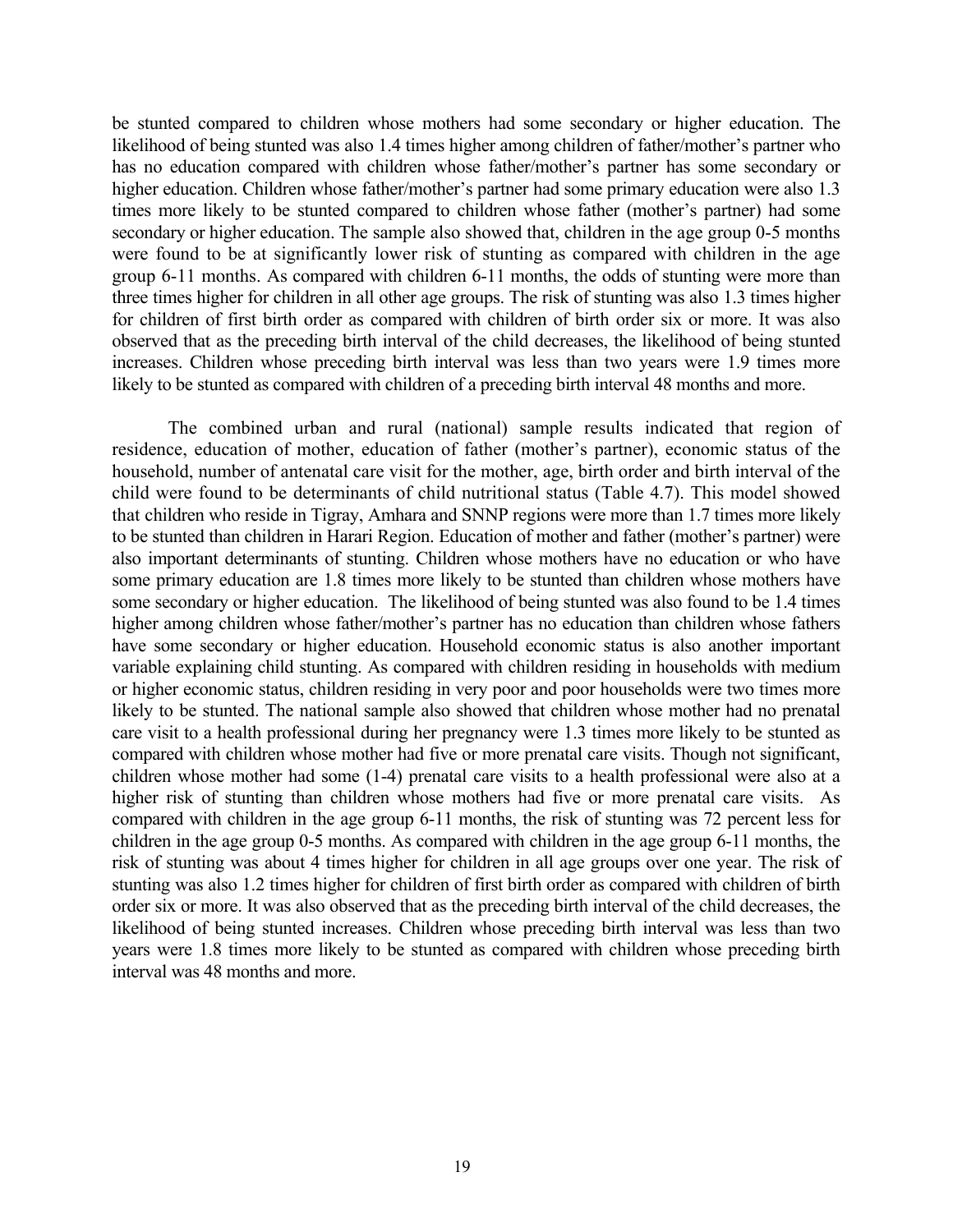be stunted compared to children whose mothers had some secondary or higher education. The likelihood of being stunted was also 1.4 times higher among children of father/mother's partner who has no education compared with children whose father/mother's partner has some secondary or higher education. Children whose father/mother's partner had some primary education were also 1.3 times more likely to be stunted compared to children whose father (mother's partner) had some secondary or higher education. The sample also showed that, children in the age group 0-5 months were found to be at significantly lower risk of stunting as compared with children in the age group 6-11 months. As compared with children 6-11 months, the odds of stunting were more than three times higher for children in all other age groups. The risk of stunting was also 1.3 times higher for children of first birth order as compared with children of birth order six or more. It was also observed that as the preceding birth interval of the child decreases, the likelihood of being stunted increases. Children whose preceding birth interval was less than two years were 1.9 times more likely to be stunted as compared with children of a preceding birth interval 48 months and more.

The combined urban and rural (national) sample results indicated that region of residence, education of mother, education of father (mother's partner), economic status of the household, number of antenatal care visit for the mother, age, birth order and birth interval of the child were found to be determinants of child nutritional status (Table 4.7). This model showed that children who reside in Tigray, Amhara and SNNP regions were more than 1.7 times more likely to be stunted than children in Harari Region. Education of mother and father (mother's partner) were also important determinants of stunting. Children whose mothers have no education or who have some primary education are 1.8 times more likely to be stunted than children whose mothers have some secondary or higher education. The likelihood of being stunted was also found to be 1.4 times higher among children whose father/mother's partner has no education than children whose fathers have some secondary or higher education. Household economic status is also another important variable explaining child stunting. As compared with children residing in households with medium or higher economic status, children residing in very poor and poor households were two times more likely to be stunted. The national sample also showed that children whose mother had no prenatal care visit to a health professional during her pregnancy were 1.3 times more likely to be stunted as compared with children whose mother had five or more prenatal care visits. Though not significant, children whose mother had some (1-4) prenatal care visits to a health professional were also at a higher risk of stunting than children whose mothers had five or more prenatal care visits. As compared with children in the age group 6-11 months, the risk of stunting was 72 percent less for children in the age group 0-5 months. As compared with children in the age group 6-11 months, the risk of stunting was about 4 times higher for children in all age groups over one year. The risk of stunting was also 1.2 times higher for children of first birth order as compared with children of birth order six or more. It was also observed that as the preceding birth interval of the child decreases, the likelihood of being stunted increases. Children whose preceding birth interval was less than two years were 1.8 times more likely to be stunted as compared with children whose preceding birth interval was 48 months and more.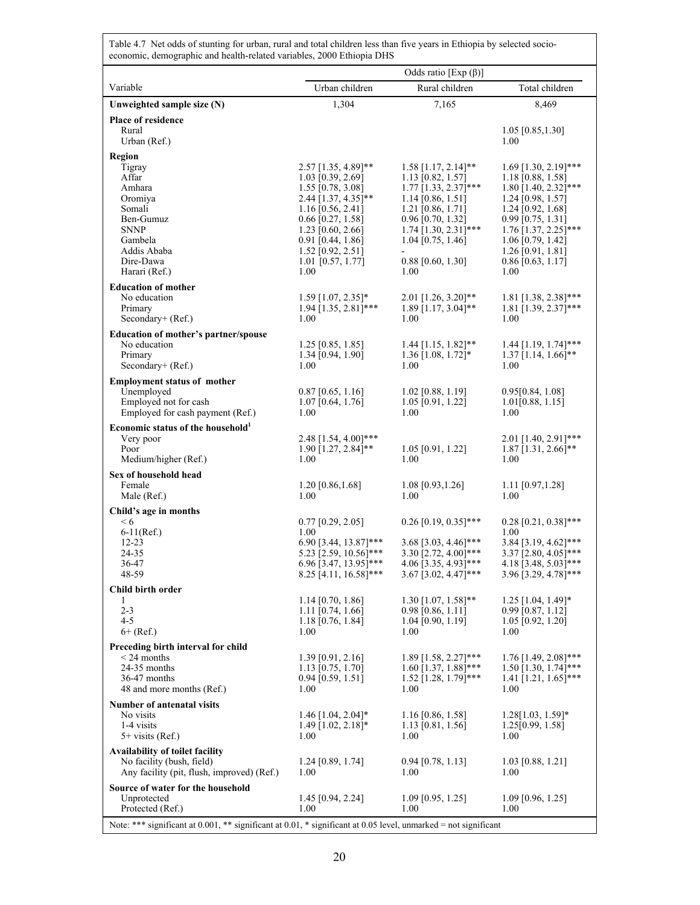Table 4.7 Net odds of stunting for urban, rural and total children less than five years in Ethiopia by selected socio-economic, demographic and health-related variables, 2000 Ethiopia DHS

| Variable | Odds ratio [Exp (β)] | | |
|---|---|---|---|
| | Urban children | Rural children | Total children |
| **Unweighted sample size (N)** | 1,304 | 7,165 | 8,469 |
| **Place of residence** | | | |
| Rural | | | 1.05 [0.85,1.30] |
| Urban (Ref.) | | | 1.00 |
| **Region** | | | |
| Tigray | 2.57 [1.35, 4.89]** | 1.58 [1.17, 2.14]** | 1.69 [1.30, 2.19]*** |
| Affar | 1.03 [0.39, 2.69] | 1.13 [0.82, 1.57] | 1.18 [0.88, 1.58] |
| Amhara | 1.55 [0.78, 3.08] | 1.77 [1.33, 2.37]*** | 1.80 [1.40, 2.32]*** |
| Oromiya | 2.44 [1.37, 4.35]** | 1.14 [0.86, 1.51] | 1.24 [0.98, 1.57] |
| Somali | 1.16 [0.56, 2.41] | 1.21 [0.86, 1.71] | 1.24 [0.92, 1.68] |
| Ben-Gumuz | 0.66 [0.27, 1.58] | 0.96 [0.70, 1.32] | 0.99 [0.75, 1.31] |
| SNNP | 1.23 [0.60, 2.66] | 1.74 [1.30, 2.31]*** | 1.76 [1.37, 2.25]*** |
| Gambela | 0.91 [0.44, 1.86] | 1.04 [0.75, 1.46] | 1.06 [0.79, 1.42] |
| Addis Ababa | 1.52 [0.92, 2.51] | - | 1.26 [0.91, 1.81] |
| Dire-Dawa | 1.01 [0.57, 1.77] | 0.88 [0.60, 1.30] | 0.86 [0.63, 1.17] |
| Harari (Ref.) | 1.00 | 1.00 | 1.00 |
| **Education of mother** | | | |
| No education | 1.59 [1.07, 2.35]* | 2.01 [1.26, 3.20]** | 1.81 [1.38, 2.38]*** |
| Primary | 1.94 [1.35, 2.81]*** | 1.89 [1.17, 3.04]** | 1.81 [1.39, 2.37]*** |
| Secondary+ (Ref.) | 1.00 | 1.00 | 1.00 |
| **Education of mother's partner/spouse** | | | |
| No education | 1.25 [0.85, 1.85] | 1.44 [1.15, 1.82]** | 1.44 [1.19, 1.74]*** |
| Primary | 1.34 [0.94, 1.90] | 1.36 [1.08, 1.72]* | 1.37 [1.14, 1.66]** |
| Secondary+ (Ref.) | 1.00 | 1.00 | 1.00 |
| **Employment status of mother** | | | |
| Unemployed | 0.87 [0.65, 1.16] | 1.02 [0.88, 1.19] | 0.95[0.84, 1.08] |
| Employed not for cash | 1.07 [0.64, 1.76] | 1.05 [0.91, 1.22] | 1.01[0.88, 1.15] |
| Employed for cash payment (Ref.) | 1.00 | 1.00 | 1.00 |
| **Economic status of the household**[1] | | | |
| Very poor | 2.48 [1.54, 4.00]*** | | 2.01 [1.40, 2.91]*** |
| Poor | 1.90 [1.27, 2.84]** | 1.05 [0.91, 1.22] | 1.87 [1.31, 2.66]** |
| Medium/higher (Ref.) | 1.00 | 1.00 | 1.00 |
| **Sex of household head** | | | |
| Female | 1.20 [0.86,1.68] | 1.08 [0.93,1.26] | 1.11 [0.97,1.28] |
| Male (Ref.) | 1.00 | 1.00 | 1.00 |
| **Child's age in months** | | | |
| < 6 | 0.77 [0.29, 2.05] | 0.26 [0.19, 0.35]*** | 0.28 [0.21, 0.38]*** |
| 6-11(Ref.) | 1.00 | | 1.00 |
| 12-23 | 6.90 [3.44, 13.87]*** | 3.68 [3.03, 4.46]*** | 3.84 [3.19, 4.62]*** |
| 24-35 | 5.23 [2.59, 10.56]*** | 3.30 [2.72, 4.00]*** | 3.37 [2.80, 4.05]*** |
| 36-47 | 6.96 [3.47, 13.95]*** | 4.06 [3.35, 4.93]*** | 4.18 [3.48, 5.03]*** |
| 48-59 | 8.25 [4.11, 16.58]*** | 3.67 [3.02, 4.47]*** | 3.96 [3.29, 4.78]*** |
| **Child birth order** | | | |
| 1 | 1.14 [0.70, 1.86] | 1.30 [1.07, 1.58]** | 1.25 [1.04, 1.49]* |
| 2-3 | 1.11 [0.74, 1.66] | 0.98 [0.86, 1.11] | 0.99 [0.87, 1.12] |
| 4-5 | 1.18 [0.76, 1.84] | 1.04 [0.90, 1.19] | 1.05 [0.92, 1.20] |
| 6+ (Ref.) | 1.00 | 1.00 | 1.00 |
| **Preceding birth interval for child** | | | |
| < 24 months | 1.39 [0.91, 2.16] | 1.89 [1.58, 2.27]*** | 1.76 [1.49, 2.08]*** |
| 24-35 months | 1.13 [0.75, 1.70] | 1.60 [1.37, 1.88]*** | 1.50 [1.30, 1.74]*** |
| 36-47 months | 0.94 [0.59, 1.51] | 1.52 [1.28, 1.79]*** | 1.41 [1.21, 1.65]*** |
| 48 and more months (Ref.) | 1.00 | 1.00 | 1.00 |
| **Number of antenatal visits** | | | |
| No visits | 1.46 [1.04, 2.04]* | 1.16 [0.86, 1.58] | 1.28[1.03, 1.59]* |
| 1-4 visits | 1.49 [1.02, 2.18]* | 1.13 [0.81, 1.56] | 1.25[0.99, 1.58] |
| 5+ visits (Ref.) | 1.00 | 1.00 | 1.00 |
| **Availability of toilet facility** | | | |
| No facility (bush, field) | 1.24 [0.89, 1.74] | 0.94 [0.78, 1.13] | 1.03 [0.88, 1.21] |
| Any facility (pit, flush, improved) (Ref.) | 1.00 | 1.00 | 1.00 |
| **Source of water for the household** | | | |
| Unprotected | 1.45 [0.94, 2.24] | 1.09 [0.95, 1.25] | 1.09 [0.96, 1.25] |
| Protected (Ref.) | 1.00 | 1.00 | 1.00 |

Note: *** significant at 0.001, ** significant at 0.01, * significant at 0.05 level, unmarked = not significant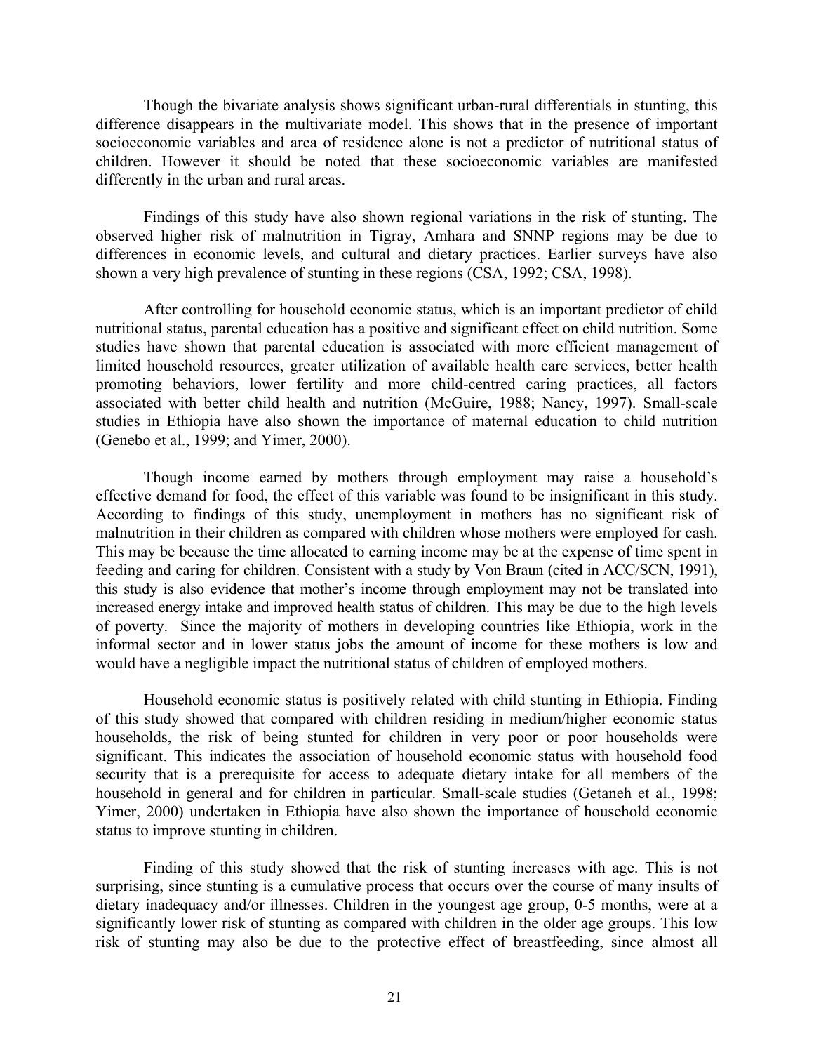Though the bivariate analysis shows significant urban-rural differentials in stunting, this difference disappears in the multivariate model. This shows that in the presence of important socioeconomic variables and area of residence alone is not a predictor of nutritional status of children. However it should be noted that these socioeconomic variables are manifested differently in the urban and rural areas.

Findings of this study have also shown regional variations in the risk of stunting. The observed higher risk of malnutrition in Tigray, Amhara and SNNP regions may be due to differences in economic levels, and cultural and dietary practices. Earlier surveys have also shown a very high prevalence of stunting in these regions (CSA, 1992; CSA, 1998).

After controlling for household economic status, which is an important predictor of child nutritional status, parental education has a positive and significant effect on child nutrition. Some studies have shown that parental education is associated with more efficient management of limited household resources, greater utilization of available health care services, better health promoting behaviors, lower fertility and more child-centred caring practices, all factors associated with better child health and nutrition (McGuire, 1988; Nancy, 1997). Small-scale studies in Ethiopia have also shown the importance of maternal education to child nutrition (Genebo et al., 1999; and Yimer, 2000).

Though income earned by mothers through employment may raise a household's effective demand for food, the effect of this variable was found to be insignificant in this study. According to findings of this study, unemployment in mothers has no significant risk of malnutrition in their children as compared with children whose mothers were employed for cash. This may be because the time allocated to earning income may be at the expense of time spent in feeding and caring for children. Consistent with a study by Von Braun (cited in ACC/SCN, 1991), this study is also evidence that mother's income through employment may not be translated into increased energy intake and improved health status of children. This may be due to the high levels of poverty. Since the majority of mothers in developing countries like Ethiopia, work in the informal sector and in lower status jobs the amount of income for these mothers is low and would have a negligible impact the nutritional status of children of employed mothers.

Household economic status is positively related with child stunting in Ethiopia. Finding of this study showed that compared with children residing in medium/higher economic status households, the risk of being stunted for children in very poor or poor households were significant. This indicates the association of household economic status with household food security that is a prerequisite for access to adequate dietary intake for all members of the household in general and for children in particular. Small-scale studies (Getaneh et al., 1998; Yimer, 2000) undertaken in Ethiopia have also shown the importance of household economic status to improve stunting in children.

Finding of this study showed that the risk of stunting increases with age. This is not surprising, since stunting is a cumulative process that occurs over the course of many insults of dietary inadequacy and/or illnesses. Children in the youngest age group, 0-5 months, were at a significantly lower risk of stunting as compared with children in the older age groups. This low risk of stunting may also be due to the protective effect of breastfeeding, since almost all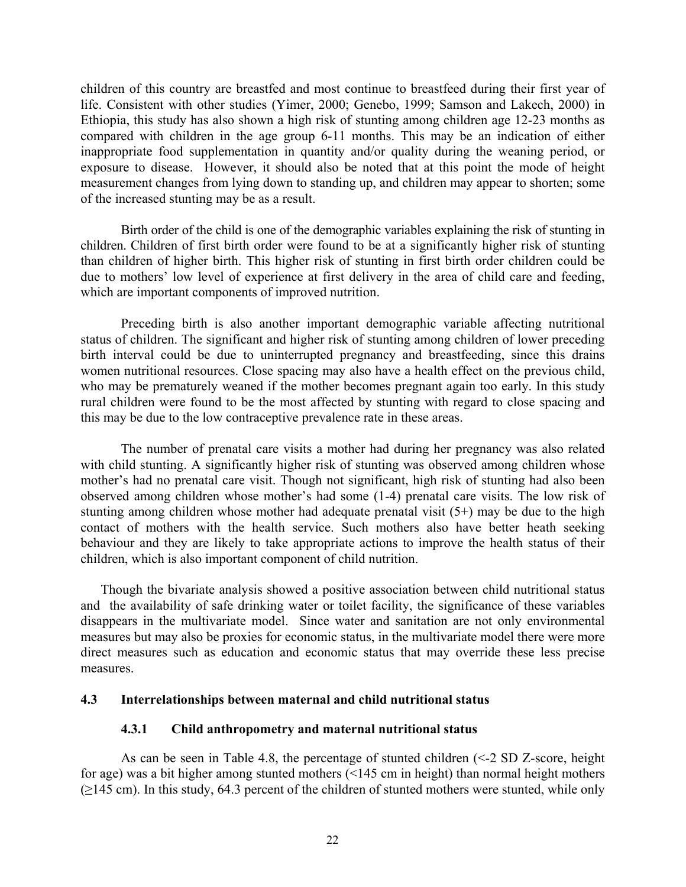children of this country are breastfed and most continue to breastfeed during their first year of life. Consistent with other studies (Yimer, 2000; Genebo, 1999; Samson and Lakech, 2000) in Ethiopia, this study has also shown a high risk of stunting among children age 12-23 months as compared with children in the age group 6-11 months. This may be an indication of either inappropriate food supplementation in quantity and/or quality during the weaning period, or exposure to disease. However, it should also be noted that at this point the mode of height measurement changes from lying down to standing up, and children may appear to shorten; some of the increased stunting may be as a result.

Birth order of the child is one of the demographic variables explaining the risk of stunting in children. Children of first birth order were found to be at a significantly higher risk of stunting than children of higher birth. This higher risk of stunting in first birth order children could be due to mothers' low level of experience at first delivery in the area of child care and feeding, which are important components of improved nutrition.

Preceding birth is also another important demographic variable affecting nutritional status of children. The significant and higher risk of stunting among children of lower preceding birth interval could be due to uninterrupted pregnancy and breastfeeding, since this drains women nutritional resources. Close spacing may also have a health effect on the previous child, who may be prematurely weaned if the mother becomes pregnant again too early. In this study rural children were found to be the most affected by stunting with regard to close spacing and this may be due to the low contraceptive prevalence rate in these areas.

The number of prenatal care visits a mother had during her pregnancy was also related with child stunting. A significantly higher risk of stunting was observed among children whose mother's had no prenatal care visit. Though not significant, high risk of stunting had also been observed among children whose mother's had some (1-4) prenatal care visits. The low risk of stunting among children whose mother had adequate prenatal visit (5+) may be due to the high contact of mothers with the health service. Such mothers also have better heath seeking behaviour and they are likely to take appropriate actions to improve the health status of their children, which is also important component of child nutrition.

Though the bivariate analysis showed a positive association between child nutritional status and the availability of safe drinking water or toilet facility, the significance of these variables disappears in the multivariate model. Since water and sanitation are not only environmental measures but may also be proxies for economic status, in the multivariate model there were more direct measures such as education and economic status that may override these less precise measures.

## 4.3 Interrelationships between maternal and child nutritional status

### 4.3.1 Child anthropometry and maternal nutritional status

As can be seen in Table 4.8, the percentage of stunted children (<-2 SD Z-score, height for age) was a bit higher among stunted mothers (<145 cm in height) than normal height mothers (≥145 cm). In this study, 64.3 percent of the children of stunted mothers were stunted, while only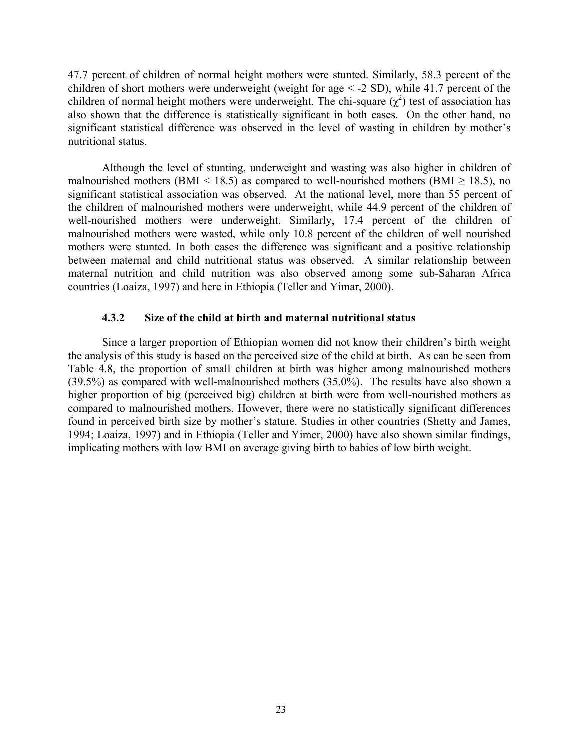47.7 percent of children of normal height mothers were stunted. Similarly, 58.3 percent of the children of short mothers were underweight (weight for age < -2 SD), while 41.7 percent of the children of normal height mothers were underweight. The chi-square ($\chi^2$) test of association has also shown that the difference is statistically significant in both cases. On the other hand, no significant statistical difference was observed in the level of wasting in children by mother's nutritional status.

Although the level of stunting, underweight and wasting was also higher in children of malnourished mothers (BMI < 18.5) as compared to well-nourished mothers (BMI ≥ 18.5), no significant statistical association was observed. At the national level, more than 55 percent of the children of malnourished mothers were underweight, while 44.9 percent of the children of well-nourished mothers were underweight. Similarly, 17.4 percent of the children of malnourished mothers were wasted, while only 10.8 percent of the children of well nourished mothers were stunted. In both cases the difference was significant and a positive relationship between maternal and child nutritional status was observed. A similar relationship between maternal nutrition and child nutrition was also observed among some sub-Saharan Africa countries (Loaiza, 1997) and here in Ethiopia (Teller and Yimar, 2000).

### 4.3.2 Size of the child at birth and maternal nutritional status

Since a larger proportion of Ethiopian women did not know their children's birth weight the analysis of this study is based on the perceived size of the child at birth. As can be seen from Table 4.8, the proportion of small children at birth was higher among malnourished mothers (39.5%) as compared with well-malnourished mothers (35.0%). The results have also shown a higher proportion of big (perceived big) children at birth were from well-nourished mothers as compared to malnourished mothers. However, there were no statistically significant differences found in perceived birth size by mother's stature. Studies in other countries (Shetty and James, 1994; Loaiza, 1997) and in Ethiopia (Teller and Yimer, 2000) have also shown similar findings, implicating mothers with low BMI on average giving birth to babies of low birth weight.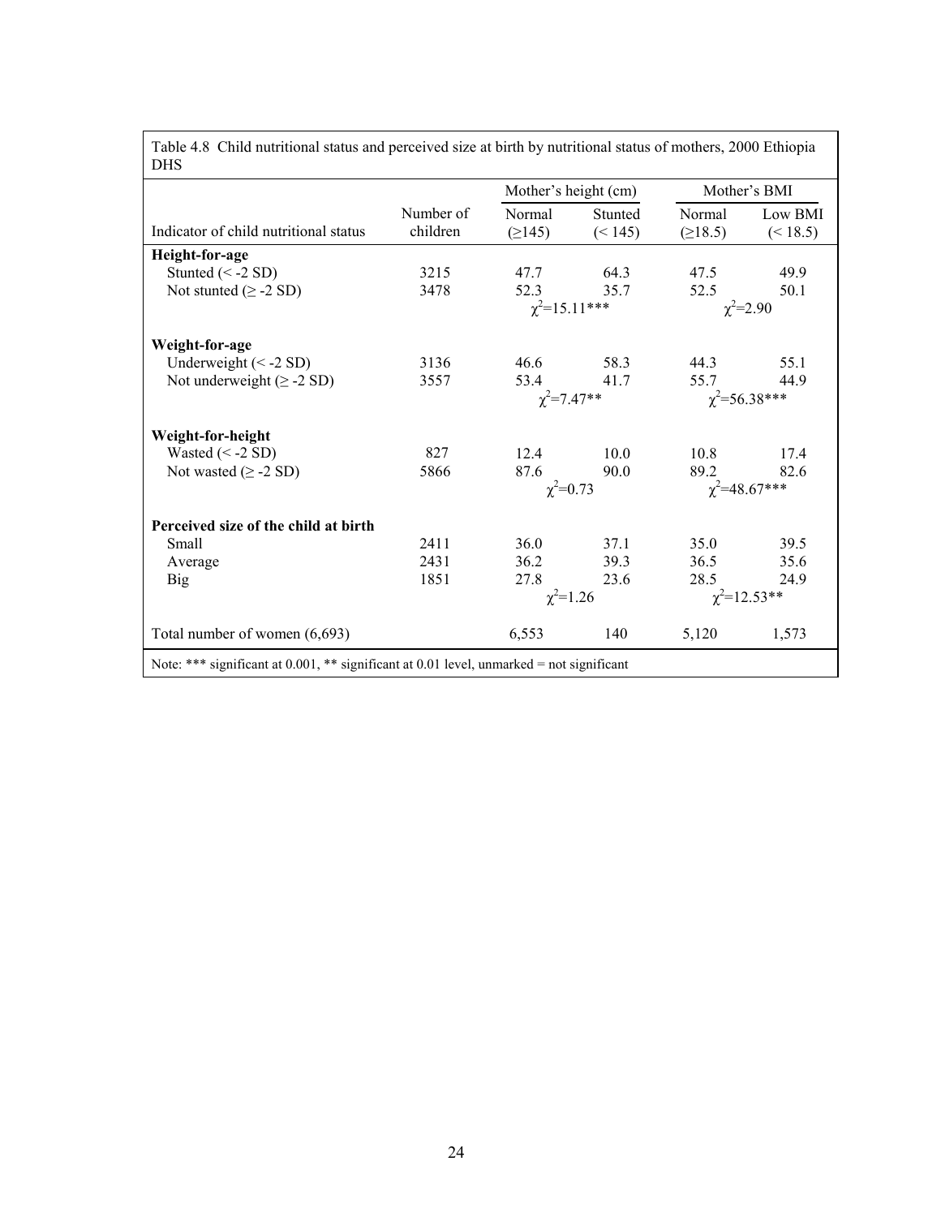Table 4.8 Child nutritional status and perceived size at birth by nutritional status of mothers, 2000 Ethiopia DHS

| Indicator of child nutritional status | Number of children | Mother's height (cm) | | Mother's BMI | |
|---|---|---|---|---|---|
| | | Normal (≥145) | Stunted (< 145) | Normal (≥18.5) | Low BMI (< 18.5) |
| **Height-for-age** | | | | | |
| Stunted (< -2 SD) | 3215 | 47.7 | 64.3 | 47.5 | 49.9 |
| Not stunted (≥ -2 SD) | 3478 | 52.3 | 35.7 | 52.5 | 50.1 |
| | | $\chi^2$=15.11*** | | $\chi^2$=2.90 | |
| **Weight-for-age** | | | | | |
| Underweight (< -2 SD) | 3136 | 46.6 | 58.3 | 44.3 | 55.1 |
| Not underweight (≥ -2 SD) | 3557 | 53.4 | 41.7 | 55.7 | 44.9 |
| | | $\chi^2$=7.47** | | $\chi^2$=56.38*** | |
| **Weight-for-height** | | | | | |
| Wasted (< -2 SD) | 827 | 12.4 | 10.0 | 10.8 | 17.4 |
| Not wasted (≥ -2 SD) | 5866 | 87.6 | 90.0 | 89.2 | 82.6 |
| | | $\chi^2$=0.73 | | $\chi^2$=48.67*** | |
| **Perceived size of the child at birth** | | | | | |
| Small | 2411 | 36.0 | 37.1 | 35.0 | 39.5 |
| Average | 2431 | 36.2 | 39.3 | 36.5 | 35.6 |
| Big | 1851 | 27.8 | 23.6 | 28.5 | 24.9 |
| | | $\chi^2$=1.26 | | $\chi^2$=12.53** | |
| Total number of women (6,693) | | 6,553 | 140 | 5,120 | 1,573 |

Note: *** significant at 0.001, ** significant at 0.01 level, unmarked = not significant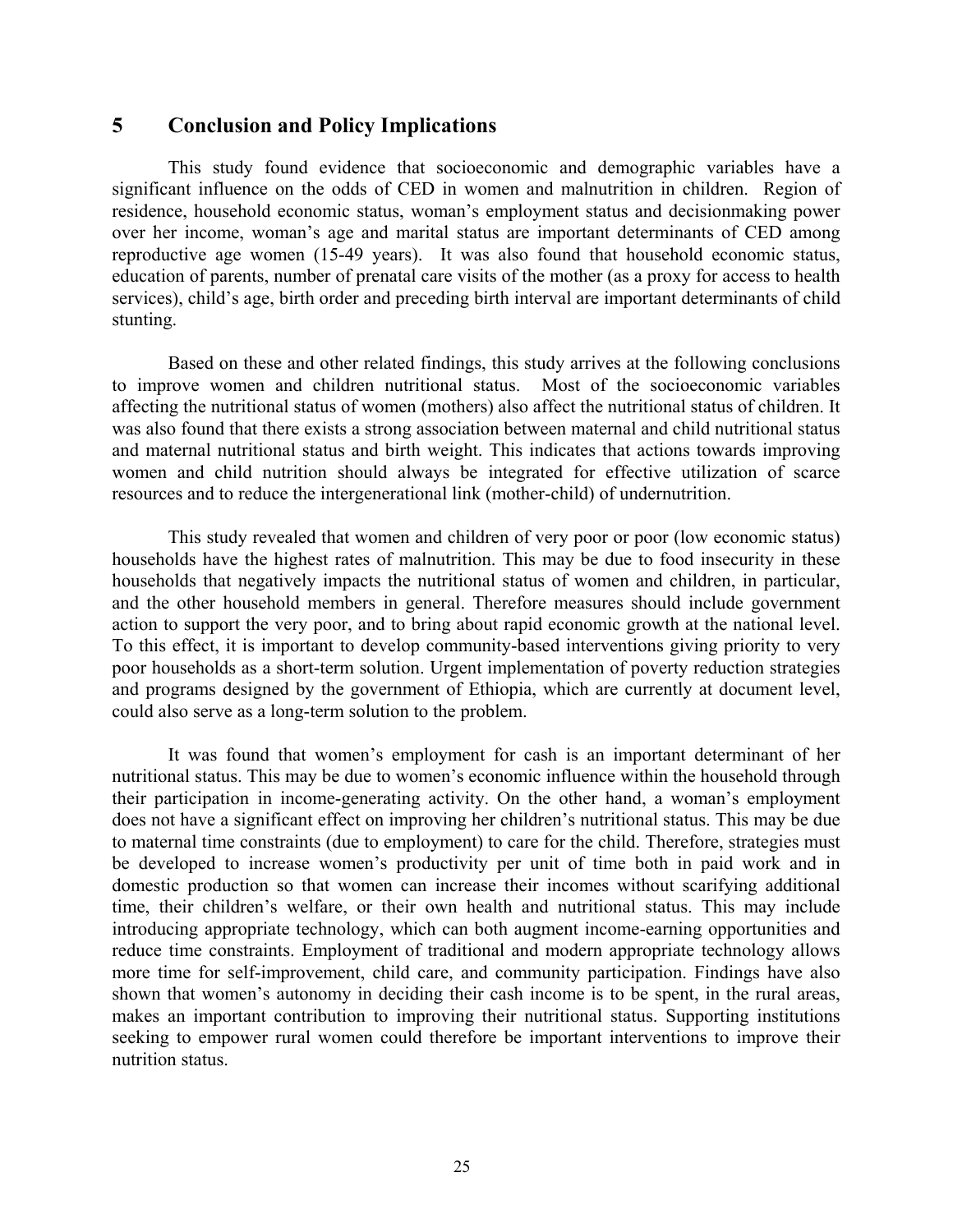# 5 Conclusion and Policy Implications

This study found evidence that socioeconomic and demographic variables have a significant influence on the odds of CED in women and malnutrition in children. Region of residence, household economic status, woman's employment status and decisionmaking power over her income, woman's age and marital status are important determinants of CED among reproductive age women (15-49 years). It was also found that household economic status, education of parents, number of prenatal care visits of the mother (as a proxy for access to health services), child's age, birth order and preceding birth interval are important determinants of child stunting.

Based on these and other related findings, this study arrives at the following conclusions to improve women and children nutritional status. Most of the socioeconomic variables affecting the nutritional status of women (mothers) also affect the nutritional status of children. It was also found that there exists a strong association between maternal and child nutritional status and maternal nutritional status and birth weight. This indicates that actions towards improving women and child nutrition should always be integrated for effective utilization of scarce resources and to reduce the intergenerational link (mother-child) of undernutrition.

This study revealed that women and children of very poor or poor (low economic status) households have the highest rates of malnutrition. This may be due to food insecurity in these households that negatively impacts the nutritional status of women and children, in particular, and the other household members in general. Therefore measures should include government action to support the very poor, and to bring about rapid economic growth at the national level. To this effect, it is important to develop community-based interventions giving priority to very poor households as a short-term solution. Urgent implementation of poverty reduction strategies and programs designed by the government of Ethiopia, which are currently at document level, could also serve as a long-term solution to the problem.

It was found that women's employment for cash is an important determinant of her nutritional status. This may be due to women's economic influence within the household through their participation in income-generating activity. On the other hand, a woman's employment does not have a significant effect on improving her children's nutritional status. This may be due to maternal time constraints (due to employment) to care for the child. Therefore, strategies must be developed to increase women's productivity per unit of time both in paid work and in domestic production so that women can increase their incomes without scarifying additional time, their children's welfare, or their own health and nutritional status. This may include introducing appropriate technology, which can both augment income-earning opportunities and reduce time constraints. Employment of traditional and modern appropriate technology allows more time for self-improvement, child care, and community participation. Findings have also shown that women's autonomy in deciding their cash income is to be spent, in the rural areas, makes an important contribution to improving their nutritional status. Supporting institutions seeking to empower rural women could therefore be important interventions to improve their nutrition status.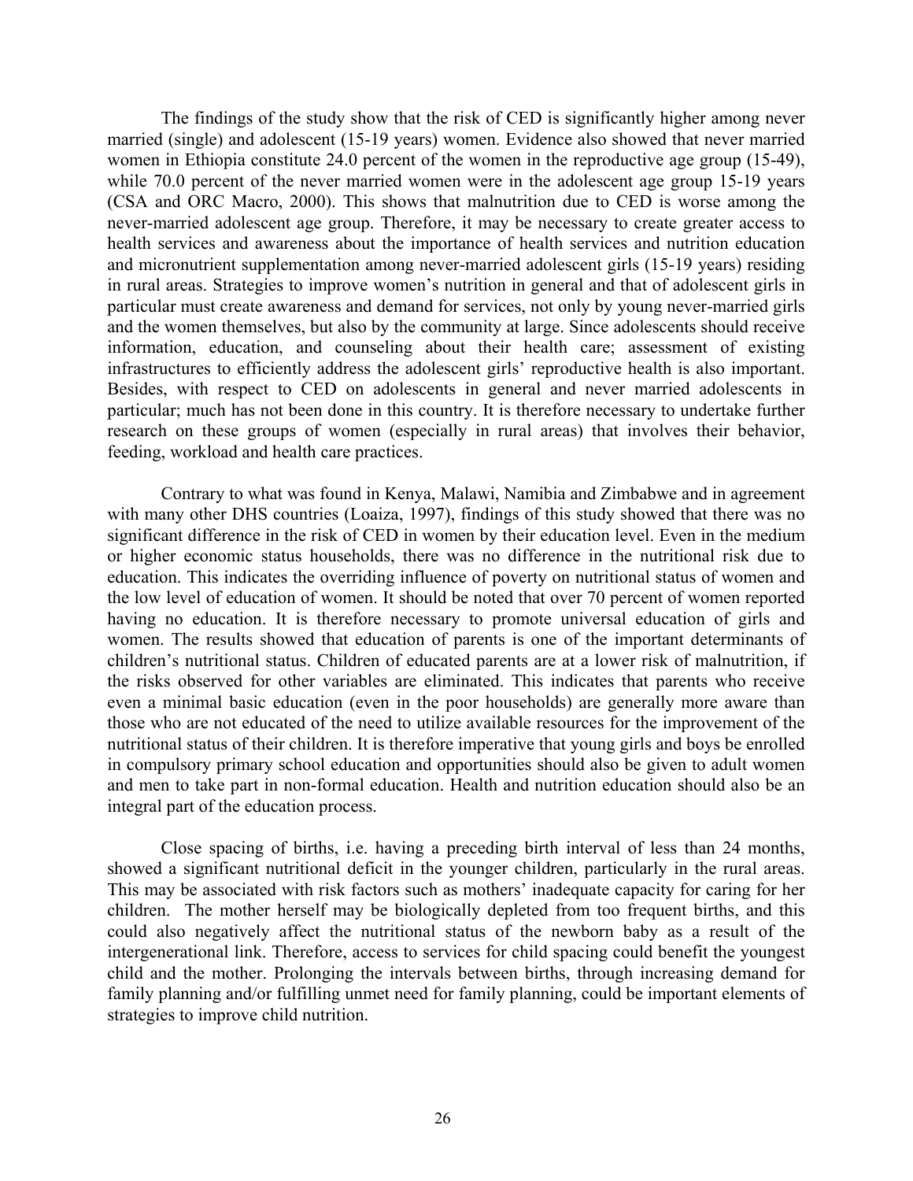The findings of the study show that the risk of CED is significantly higher among never married (single) and adolescent (15-19 years) women. Evidence also showed that never married women in Ethiopia constitute 24.0 percent of the women in the reproductive age group (15-49), while 70.0 percent of the never married women were in the adolescent age group 15-19 years (CSA and ORC Macro, 2000). This shows that malnutrition due to CED is worse among the never-married adolescent age group. Therefore, it may be necessary to create greater access to health services and awareness about the importance of health services and nutrition education and micronutrient supplementation among never-married adolescent girls (15-19 years) residing in rural areas. Strategies to improve women's nutrition in general and that of adolescent girls in particular must create awareness and demand for services, not only by young never-married girls and the women themselves, but also by the community at large. Since adolescents should receive information, education, and counseling about their health care; assessment of existing infrastructures to efficiently address the adolescent girls' reproductive health is also important. Besides, with respect to CED on adolescents in general and never married adolescents in particular; much has not been done in this country. It is therefore necessary to undertake further research on these groups of women (especially in rural areas) that involves their behavior, feeding, workload and health care practices.

Contrary to what was found in Kenya, Malawi, Namibia and Zimbabwe and in agreement with many other DHS countries (Loaiza, 1997), findings of this study showed that there was no significant difference in the risk of CED in women by their education level. Even in the medium or higher economic status households, there was no difference in the nutritional risk due to education. This indicates the overriding influence of poverty on nutritional status of women and the low level of education of women. It should be noted that over 70 percent of women reported having no education. It is therefore necessary to promote universal education of girls and women. The results showed that education of parents is one of the important determinants of children's nutritional status. Children of educated parents are at a lower risk of malnutrition, if the risks observed for other variables are eliminated. This indicates that parents who receive even a minimal basic education (even in the poor households) are generally more aware than those who are not educated of the need to utilize available resources for the improvement of the nutritional status of their children. It is therefore imperative that young girls and boys be enrolled in compulsory primary school education and opportunities should also be given to adult women and men to take part in non-formal education. Health and nutrition education should also be an integral part of the education process.

Close spacing of births, i.e. having a preceding birth interval of less than 24 months, showed a significant nutritional deficit in the younger children, particularly in the rural areas. This may be associated with risk factors such as mothers' inadequate capacity for caring for her children. The mother herself may be biologically depleted from too frequent births, and this could also negatively affect the nutritional status of the newborn baby as a result of the intergenerational link. Therefore, access to services for child spacing could benefit the youngest child and the mother. Prolonging the intervals between births, through increasing demand for family planning and/or fulfilling unmet need for family planning, could be important elements of strategies to improve child nutrition.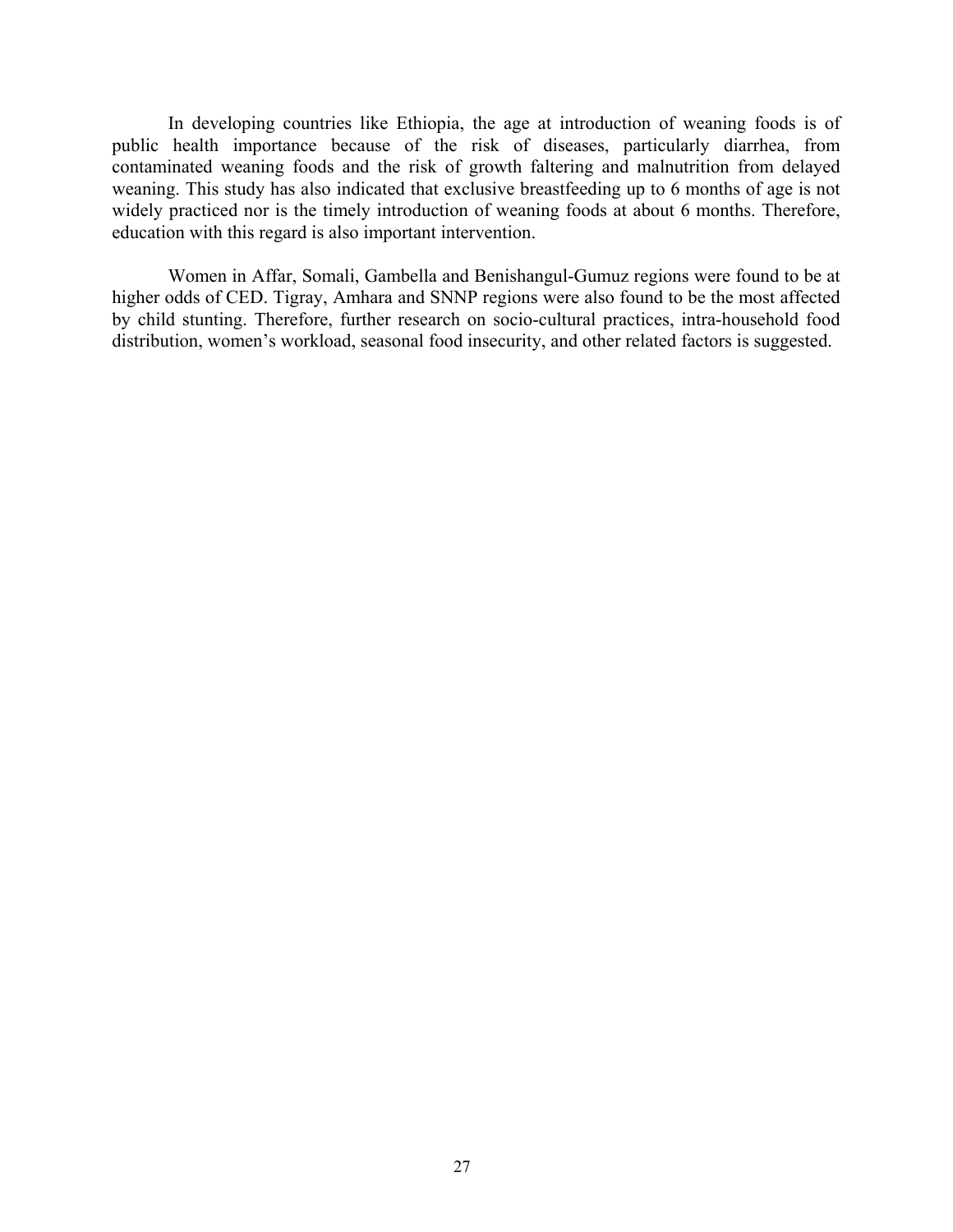In developing countries like Ethiopia, the age at introduction of weaning foods is of public health importance because of the risk of diseases, particularly diarrhea, from contaminated weaning foods and the risk of growth faltering and malnutrition from delayed weaning. This study has also indicated that exclusive breastfeeding up to 6 months of age is not widely practiced nor is the timely introduction of weaning foods at about 6 months. Therefore, education with this regard is also important intervention.

Women in Affar, Somali, Gambella and Benishangul-Gumuz regions were found to be at higher odds of CED. Tigray, Amhara and SNNP regions were also found to be the most affected by child stunting. Therefore, further research on socio-cultural practices, intra-household food distribution, women's workload, seasonal food insecurity, and other related factors is suggested.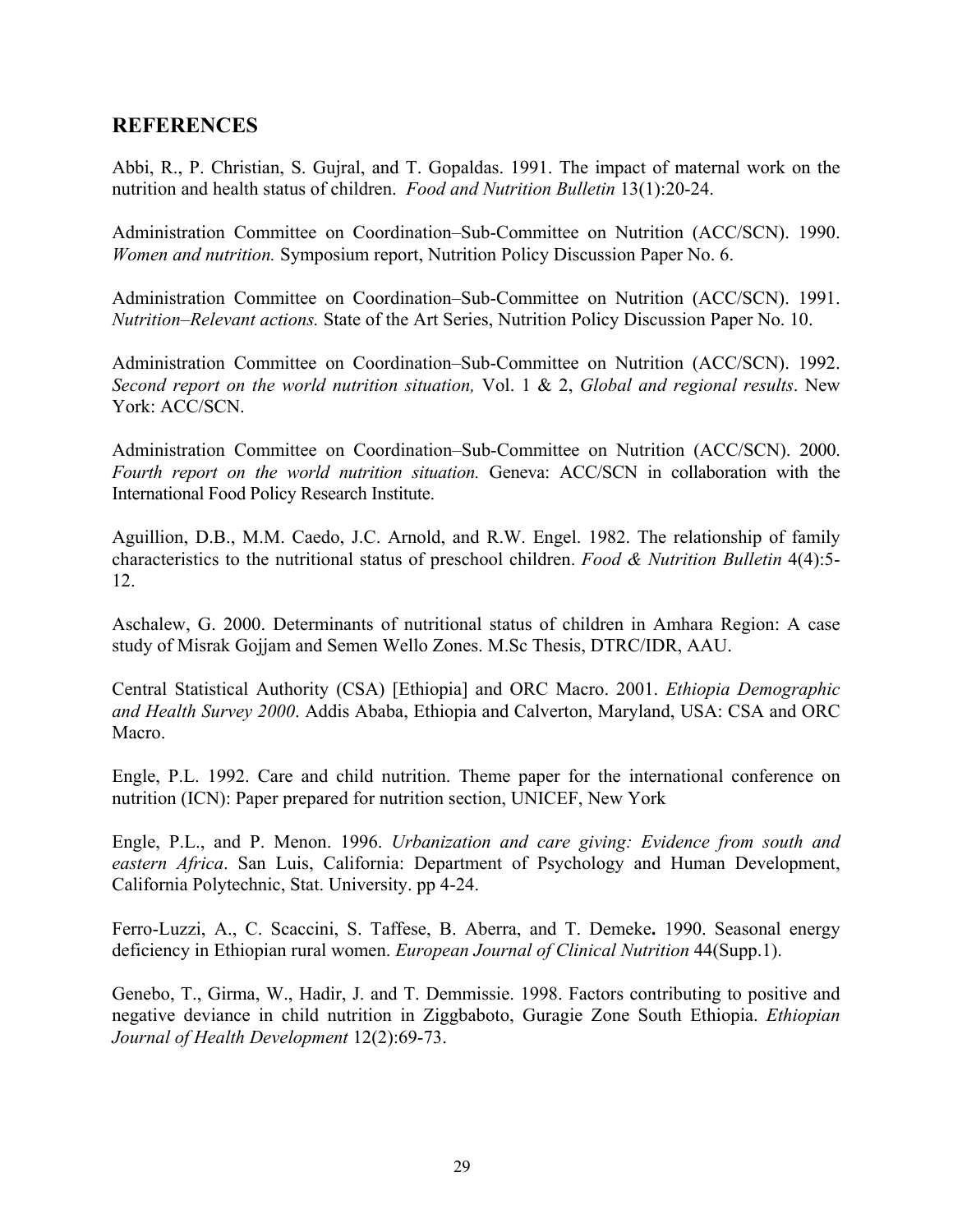## REFERENCES

Abbi, R., P. Christian, S. Gujral, and T. Gopaldas. 1991. The impact of maternal work on the nutrition and health status of children. *Food and Nutrition Bulletin* 13(1):20-24.

Administration Committee on Coordination–Sub-Committee on Nutrition (ACC/SCN). 1990. *Women and nutrition.* Symposium report, Nutrition Policy Discussion Paper No. 6.

Administration Committee on Coordination–Sub-Committee on Nutrition (ACC/SCN). 1991. *Nutrition–Relevant actions.* State of the Art Series, Nutrition Policy Discussion Paper No. 10.

Administration Committee on Coordination–Sub-Committee on Nutrition (ACC/SCN). 1992. *Second report on the world nutrition situation,* Vol. 1 & 2, *Global and regional results*. New York: ACC/SCN.

Administration Committee on Coordination–Sub-Committee on Nutrition (ACC/SCN). 2000. *Fourth report on the world nutrition situation.* Geneva: ACC/SCN in collaboration with the International Food Policy Research Institute.

Aguillion, D.B., M.M. Caedo, J.C. Arnold, and R.W. Engel. 1982. The relationship of family characteristics to the nutritional status of preschool children. *Food & Nutrition Bulletin* 4(4):5-12.

Aschalew, G. 2000. Determinants of nutritional status of children in Amhara Region: A case study of Misrak Gojjam and Semen Wello Zones. M.Sc Thesis, DTRC/IDR, AAU.

Central Statistical Authority (CSA) [Ethiopia] and ORC Macro. 2001. *Ethiopia Demographic and Health Survey 2000*. Addis Ababa, Ethiopia and Calverton, Maryland, USA: CSA and ORC Macro.

Engle, P.L. 1992. Care and child nutrition. Theme paper for the international conference on nutrition (ICN): Paper prepared for nutrition section, UNICEF, New York

Engle, P.L., and P. Menon. 1996. *Urbanization and care giving: Evidence from south and eastern Africa*. San Luis, California: Department of Psychology and Human Development, California Polytechnic, Stat. University. pp 4-24.

Ferro-Luzzi, A., C. Scaccini, S. Taffese, B. Aberra, and T. Demeke**.** 1990. Seasonal energy deficiency in Ethiopian rural women. *European Journal of Clinical Nutrition* 44(Supp.1).

Genebo, T., Girma, W., Hadir, J. and T. Demmissie. 1998. Factors contributing to positive and negative deviance in child nutrition in Ziggbaboto, Guragie Zone South Ethiopia. *Ethiopian Journal of Health Development* 12(2):69-73.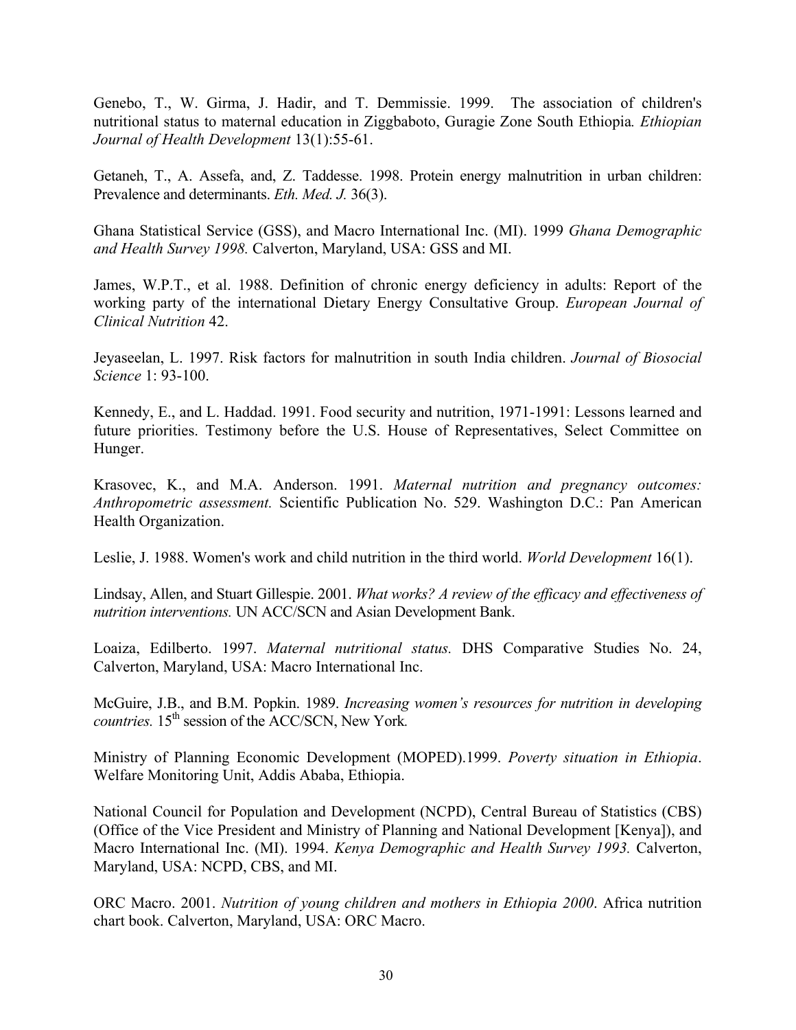Genebo, T., W. Girma, J. Hadir, and T. Demmissie. 1999. The association of children's nutritional status to maternal education in Ziggbaboto, Guragie Zone South Ethiopia*. Ethiopian Journal of Health Development* 13(1):55-61.

Getaneh, T., A. Assefa, and, Z. Taddesse. 1998. Protein energy malnutrition in urban children: Prevalence and determinants. *Eth. Med. J.* 36(3).

Ghana Statistical Service (GSS), and Macro International Inc. (MI). 1999 *Ghana Demographic and Health Survey 1998.* Calverton, Maryland, USA: GSS and MI.

James, W.P.T., et al. 1988. Definition of chronic energy deficiency in adults: Report of the working party of the international Dietary Energy Consultative Group. *European Journal of Clinical Nutrition* 42.

Jeyaseelan, L. 1997. Risk factors for malnutrition in south India children. *Journal of Biosocial Science* 1: 93-100.

Kennedy, E., and L. Haddad. 1991. Food security and nutrition, 1971-1991: Lessons learned and future priorities. Testimony before the U.S. House of Representatives, Select Committee on Hunger.

Krasovec, K., and M.A. Anderson. 1991. *Maternal nutrition and pregnancy outcomes: Anthropometric assessment.* Scientific Publication No. 529. Washington D.C.: Pan American Health Organization.

Leslie, J. 1988. Women's work and child nutrition in the third world. *World Development* 16(1).

Lindsay, Allen, and Stuart Gillespie. 2001. *What works? A review of the efficacy and effectiveness of nutrition interventions.* UN ACC/SCN and Asian Development Bank.

Loaiza, Edilberto. 1997. *Maternal nutritional status.* DHS Comparative Studies No. 24, Calverton, Maryland, USA: Macro International Inc.

McGuire, J.B., and B.M. Popkin. 1989. *Increasing women's resources for nutrition in developing countries.* 15th session of the ACC/SCN, New York*.*

Ministry of Planning Economic Development (MOPED).1999. *Poverty situation in Ethiopia*. Welfare Monitoring Unit, Addis Ababa, Ethiopia.

National Council for Population and Development (NCPD), Central Bureau of Statistics (CBS) (Office of the Vice President and Ministry of Planning and National Development [Kenya]), and Macro International Inc. (MI). 1994. *Kenya Demographic and Health Survey 1993.* Calverton, Maryland, USA: NCPD, CBS, and MI.

ORC Macro. 2001. *Nutrition of young children and mothers in Ethiopia 2000*. Africa nutrition chart book. Calverton, Maryland, USA: ORC Macro.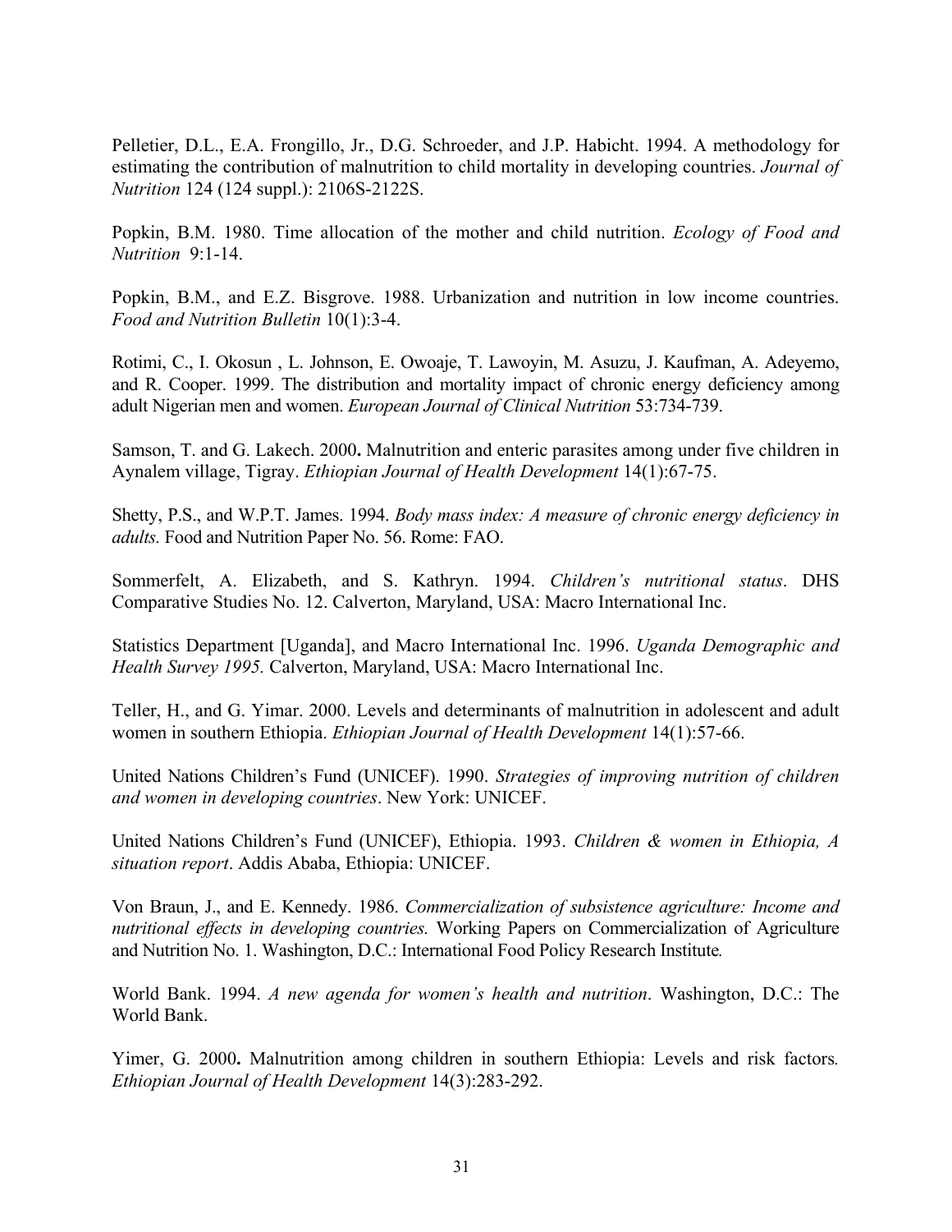Pelletier, D.L., E.A. Frongillo, Jr., D.G. Schroeder, and J.P. Habicht. 1994. A methodology for estimating the contribution of malnutrition to child mortality in developing countries. *Journal of Nutrition* 124 (124 suppl.): 2106S-2122S.

Popkin, B.M. 1980. Time allocation of the mother and child nutrition. *Ecology of Food and Nutrition* 9:1-14.

Popkin, B.M., and E.Z. Bisgrove. 1988. Urbanization and nutrition in low income countries. *Food and Nutrition Bulletin* 10(1):3-4.

Rotimi, C., I. Okosun , L. Johnson, E. Owoaje, T. Lawoyin, M. Asuzu, J. Kaufman, A. Adeyemo, and R. Cooper. 1999. The distribution and mortality impact of chronic energy deficiency among adult Nigerian men and women. *European Journal of Clinical Nutrition* 53:734-739.

Samson, T. and G. Lakech. 2000**.** Malnutrition and enteric parasites among under five children in Aynalem village, Tigray. *Ethiopian Journal of Health Development* 14(1):67-75.

Shetty, P.S., and W.P.T. James. 1994. *Body mass index: A measure of chronic energy deficiency in adults.* Food and Nutrition Paper No. 56. Rome: FAO.

Sommerfelt, A. Elizabeth, and S. Kathryn. 1994. *Children's nutritional status*. DHS Comparative Studies No. 12. Calverton, Maryland, USA: Macro International Inc.

Statistics Department [Uganda], and Macro International Inc. 1996. *Uganda Demographic and Health Survey 1995.* Calverton, Maryland, USA: Macro International Inc.

Teller, H., and G. Yimar. 2000. Levels and determinants of malnutrition in adolescent and adult women in southern Ethiopia. *Ethiopian Journal of Health Development* 14(1):57-66.

United Nations Children's Fund (UNICEF). 1990. *Strategies of improving nutrition of children and women in developing countries*. New York: UNICEF.

United Nations Children's Fund (UNICEF), Ethiopia. 1993. *Children & women in Ethiopia, A situation report*. Addis Ababa, Ethiopia: UNICEF.

Von Braun, J., and E. Kennedy. 1986. *Commercialization of subsistence agriculture: Income and nutritional effects in developing countries.* Working Papers on Commercialization of Agriculture and Nutrition No. 1. Washington, D.C.: International Food Policy Research Institute*.*

World Bank. 1994. *A new agenda for women's health and nutrition*. Washington, D.C.: The World Bank.

Yimer, G. 2000**.** Malnutrition among children in southern Ethiopia: Levels and risk factors*. Ethiopian Journal of Health Development* 14(3):283-292.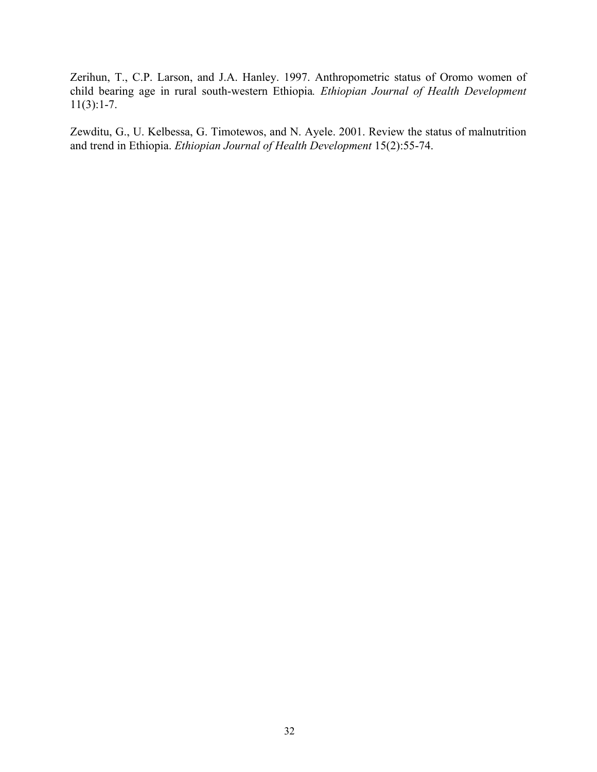Zerihun, T., C.P. Larson, and J.A. Hanley. 1997. Anthropometric status of Oromo women of child bearing age in rural south-western Ethiopia*. Ethiopian Journal of Health Development* 11(3):1-7.

Zewditu, G., U. Kelbessa, G. Timotewos, and N. Ayele. 2001. Review the status of malnutrition and trend in Ethiopia. *Ethiopian Journal of Health Development* 15(2):55-74.